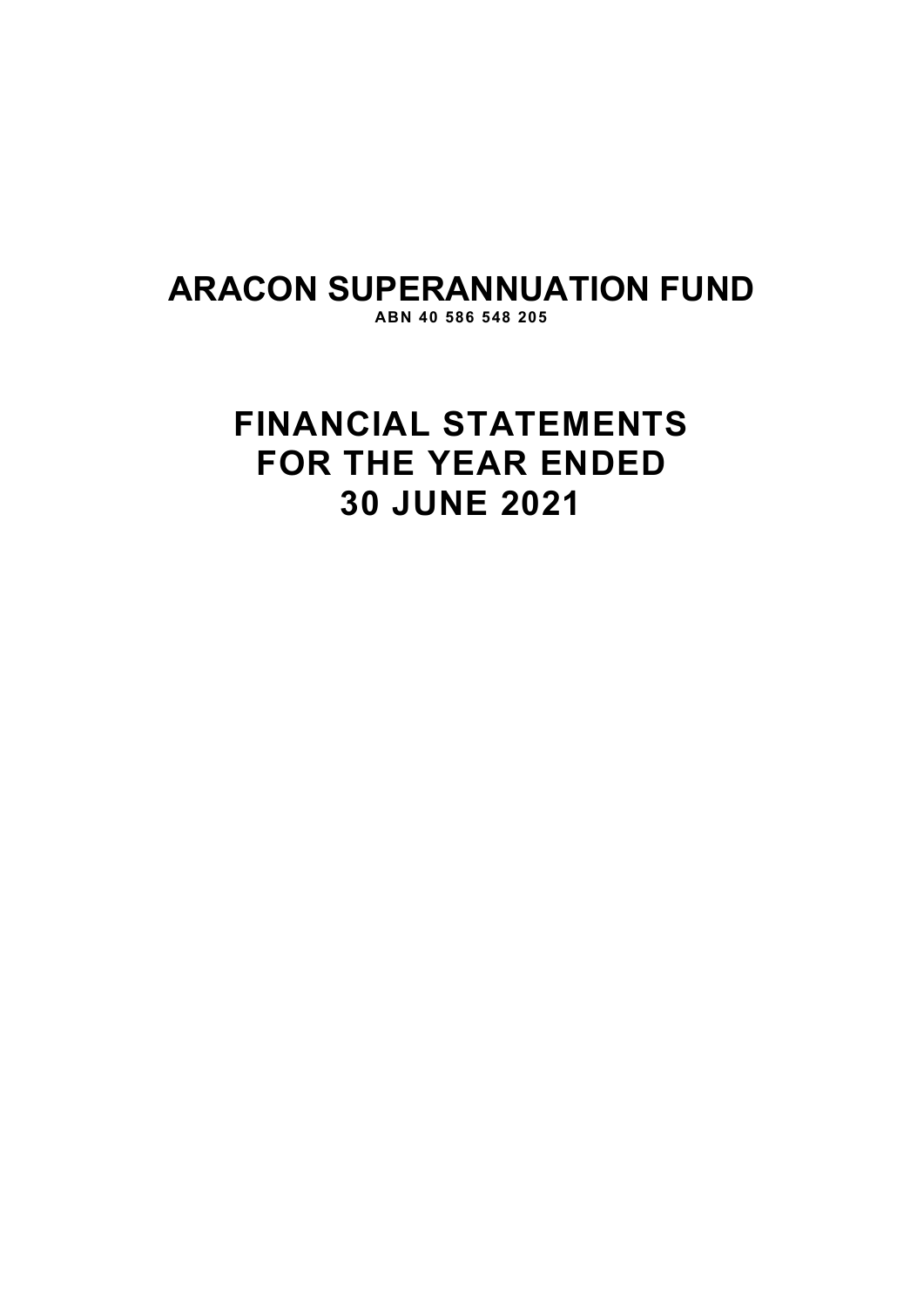# ARACON SUPERANNUATION FUND

**ABN 40 586 548 205**

# FINANCIAL STATEMENTS FOR THE YEAR ENDED 30 JUNE 2021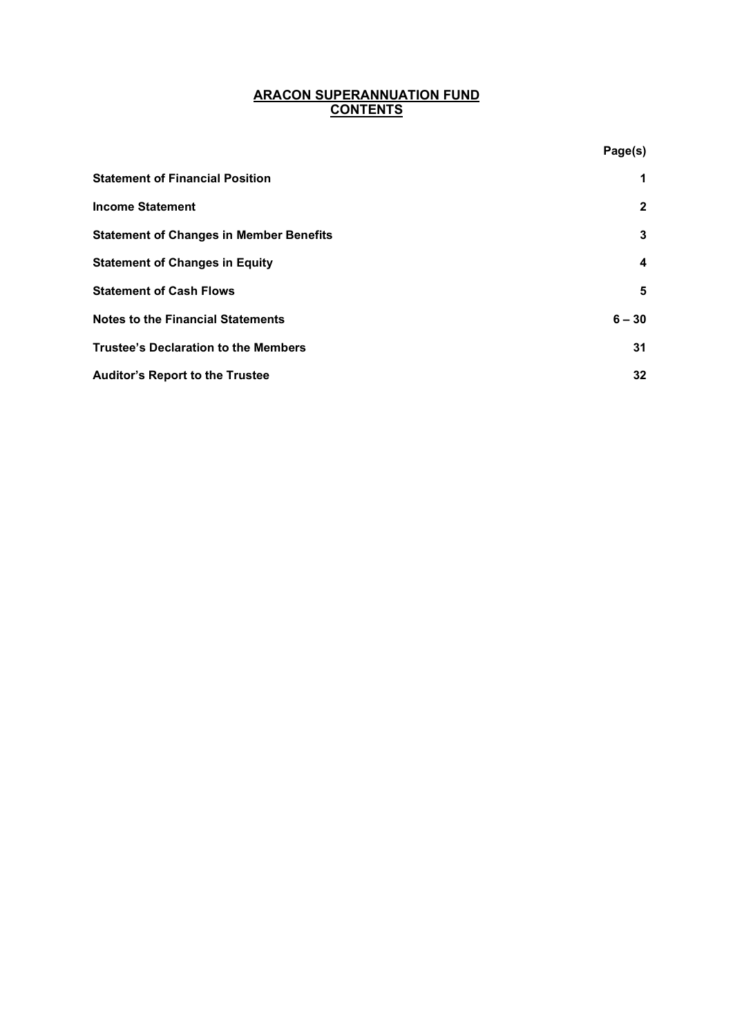# ARACON SUPERANNUATION FUND
## CONTENTS

| | Page(s) |
|---|---|
| **Statement of Financial Position** | **1** |
| **Income Statement** | **2** |
| **Statement of Changes in Member Benefits** | **3** |
| **Statement of Changes in Equity** | **4** |
| **Statement of Cash Flows** | **5** |
| **Notes to the Financial Statements** | **6 – 30** |
| **Trustee's Declaration to the Members** | **31** |
| **Auditor's Report to the Trustee** | **32** |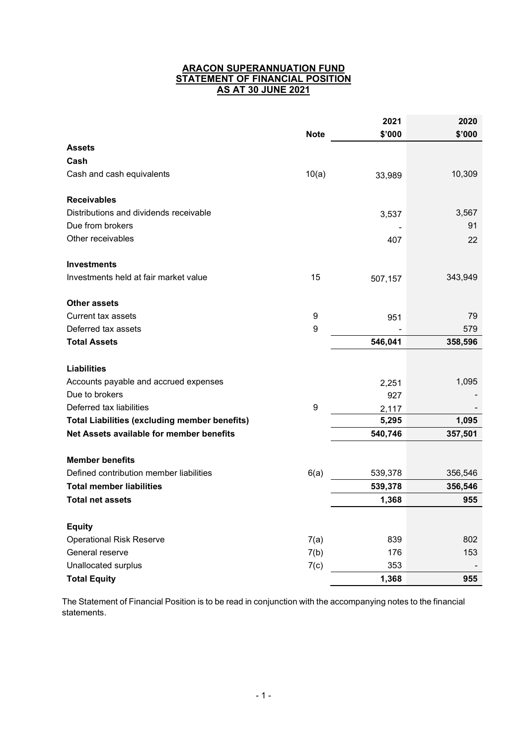# ARACON SUPERANNUATION FUND
## STATEMENT OF FINANCIAL POSITION
## AS AT 30 JUNE 2021

| | Note | 2021<br>$'000 | 2020<br>$'000 |
|---|---|---|---|
| **Assets** | | | |
| **Cash** | | | |
| Cash and cash equivalents | 10(a) | 33,989 | 10,309 |
| **Receivables** | | | |
| Distributions and dividends receivable | | 3,537 | 3,567 |
| Due from brokers | | - | 91 |
| Other receivables | | 407 | 22 |
| **Investments** | | | |
| Investments held at fair market value | 15 | 507,157 | 343,949 |
| **Other assets** | | | |
| Current tax assets | 9 | 951 | 79 |
| Deferred tax assets | 9 | - | 579 |
| **Total Assets** | | **546,041** | **358,596** |
| **Liabilities** | | | |
| Accounts payable and accrued expenses | | 2,251 | 1,095 |
| Due to brokers | | 927 | - |
| Deferred tax liabilities | 9 | 2,117 | - |
| **Total Liabilities (excluding member benefits)** | | **5,295** | **1,095** |
| **Net Assets available for member benefits** | | **540,746** | **357,501** |
| **Member benefits** | | | |
| Defined contribution member liabilities | 6(a) | 539,378 | 356,546 |
| **Total member liabilities** | | **539,378** | **356,546** |
| **Total net assets** | | **1,368** | **955** |
| **Equity** | | | |
| Operational Risk Reserve | 7(a) | 839 | 802 |
| General reserve | 7(b) | 176 | 153 |
| Unallocated surplus | 7(c) | 353 | - |
| **Total Equity** | | **1,368** | **955** |

The Statement of Financial Position is to be read in conjunction with the accompanying notes to the financial statements.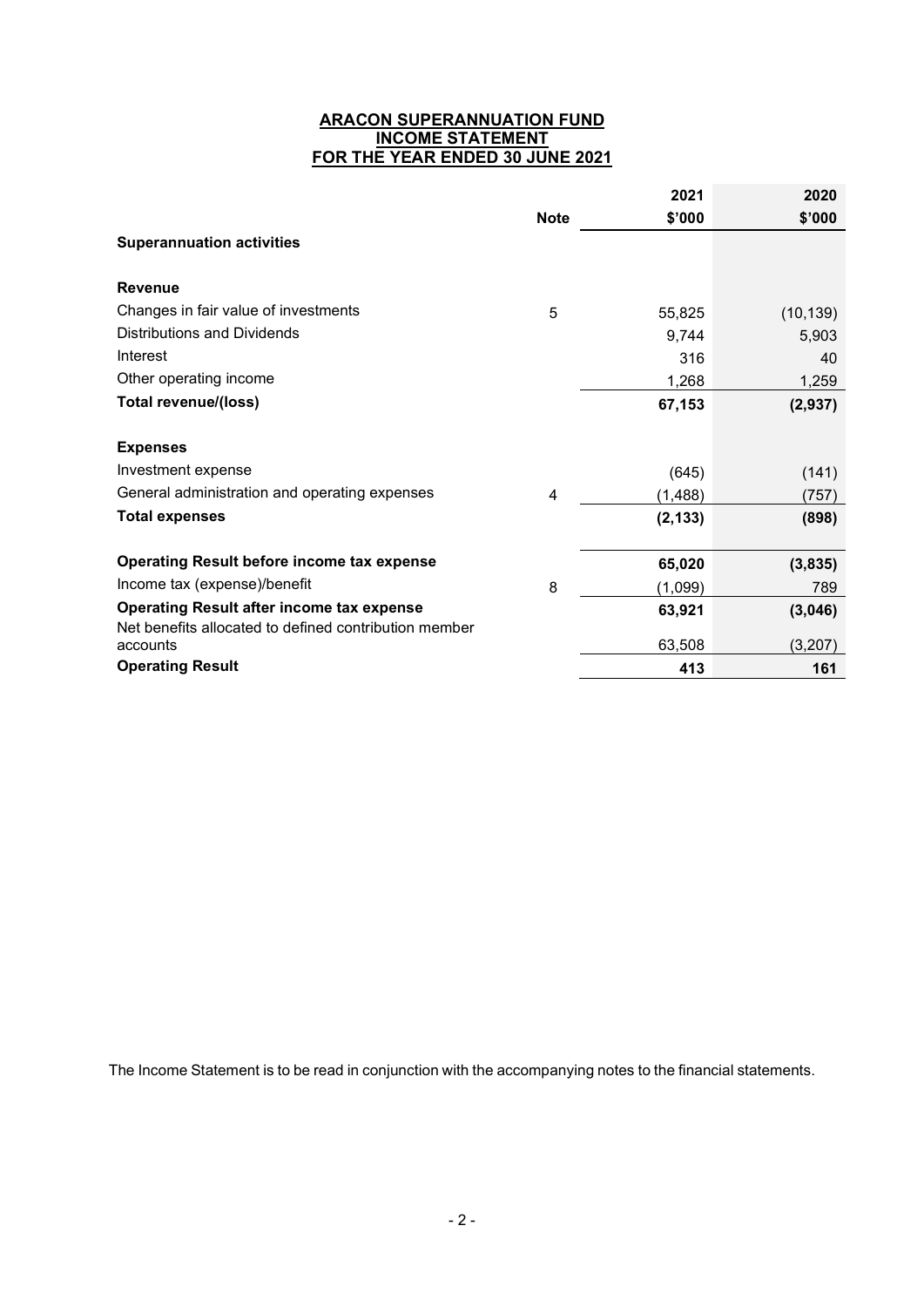**ARACON SUPERANNUATION FUND**
**INCOME STATEMENT**
**FOR THE YEAR ENDED 30 JUNE 2021**

| | Note | 2021 $'000 | 2020 $'000 |
|---|---|---|---|
| **Superannuation activities** | | | |
| **Revenue** | | | |
| Changes in fair value of investments | 5 | 55,825 | (10,139) |
| Distributions and Dividends | | 9,744 | 5,903 |
| Interest | | 316 | 40 |
| Other operating income | | 1,268 | 1,259 |
| **Total revenue/(loss)** | | **67,153** | **(2,937)** |
| **Expenses** | | | |
| Investment expense | | (645) | (141) |
| General administration and operating expenses | 4 | (1,488) | (757) |
| **Total expenses** | | **(2,133)** | **(898)** |
| **Operating Result before income tax expense** | | **65,020** | **(3,835)** |
| Income tax (expense)/benefit | 8 | (1,099) | 789 |
| **Operating Result after income tax expense** | | **63,921** | **(3,046)** |
| Net benefits allocated to defined contribution member accounts | | 63,508 | (3,207) |
| **Operating Result** | | **413** | **161** |

The Income Statement is to be read in conjunction with the accompanying notes to the financial statements.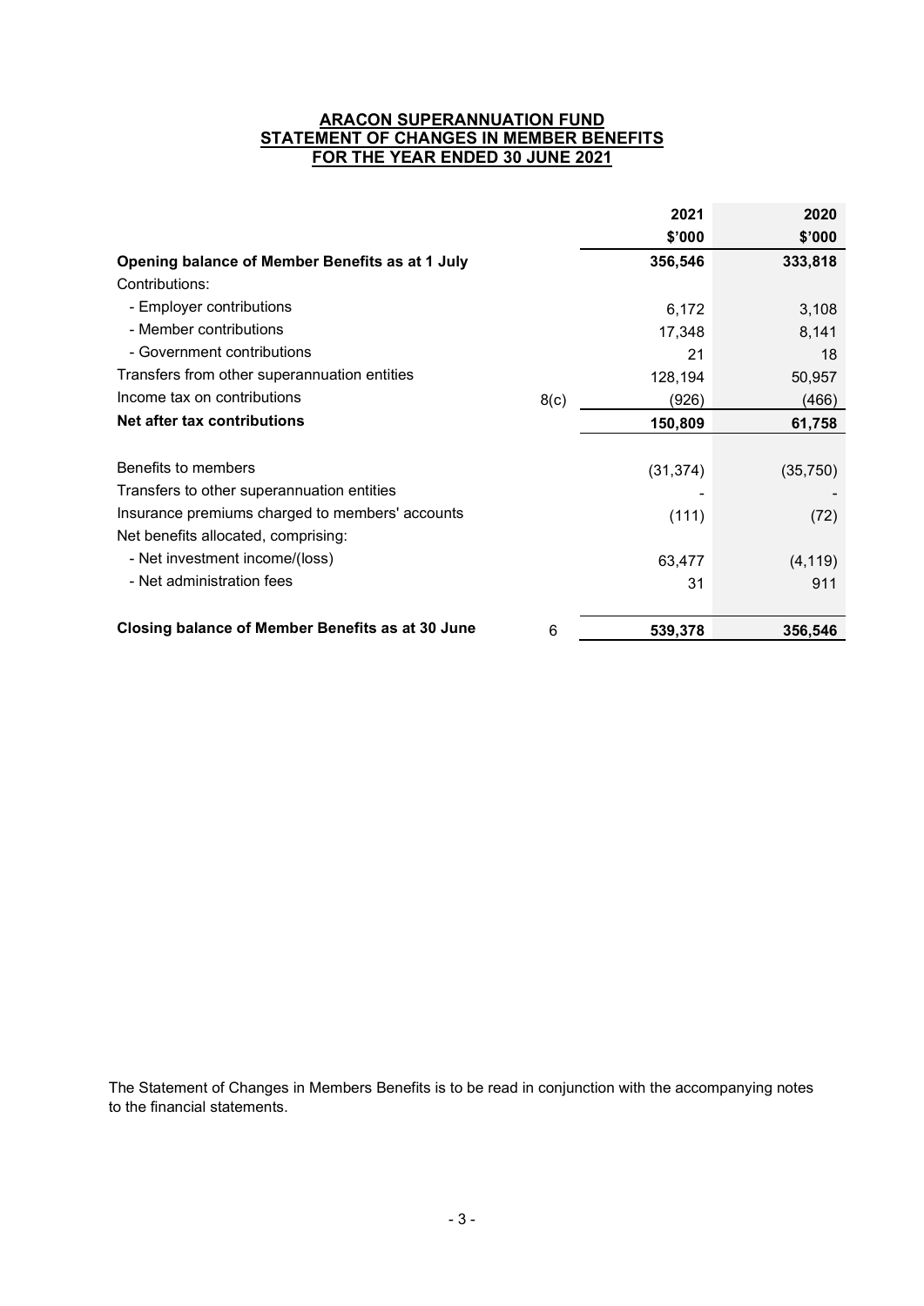# ARACON SUPERANNUATION FUND
## STATEMENT OF CHANGES IN MEMBER BENEFITS
## FOR THE YEAR ENDED 30 JUNE 2021

| | | 2021<br>$'000 | 2020<br>$'000 |
|---|---|---|---|
| **Opening balance of Member Benefits as at 1 July** | | **356,546** | **333,818** |
| Contributions: | | | |
| - Employer contributions | | 6,172 | 3,108 |
| - Member contributions | | 17,348 | 8,141 |
| - Government contributions | | 21 | 18 |
| Transfers from other superannuation entities | | 128,194 | 50,957 |
| Income tax on contributions | 8(c) | (926) | (466) |
| **Net after tax contributions** | | **150,809** | **61,758** |
| Benefits to members | | (31,374) | (35,750) |
| Transfers to other superannuation entities | | - | - |
| Insurance premiums charged to members' accounts | | (111) | (72) |
| Net benefits allocated, comprising: | | | |
| - Net investment income/(loss) | | 63,477 | (4,119) |
| - Net administration fees | | 31 | 911 |
| **Closing balance of Member Benefits as at 30 June** | 6 | **539,378** | **356,546** |

The Statement of Changes in Members Benefits is to be read in conjunction with the accompanying notes to the financial statements.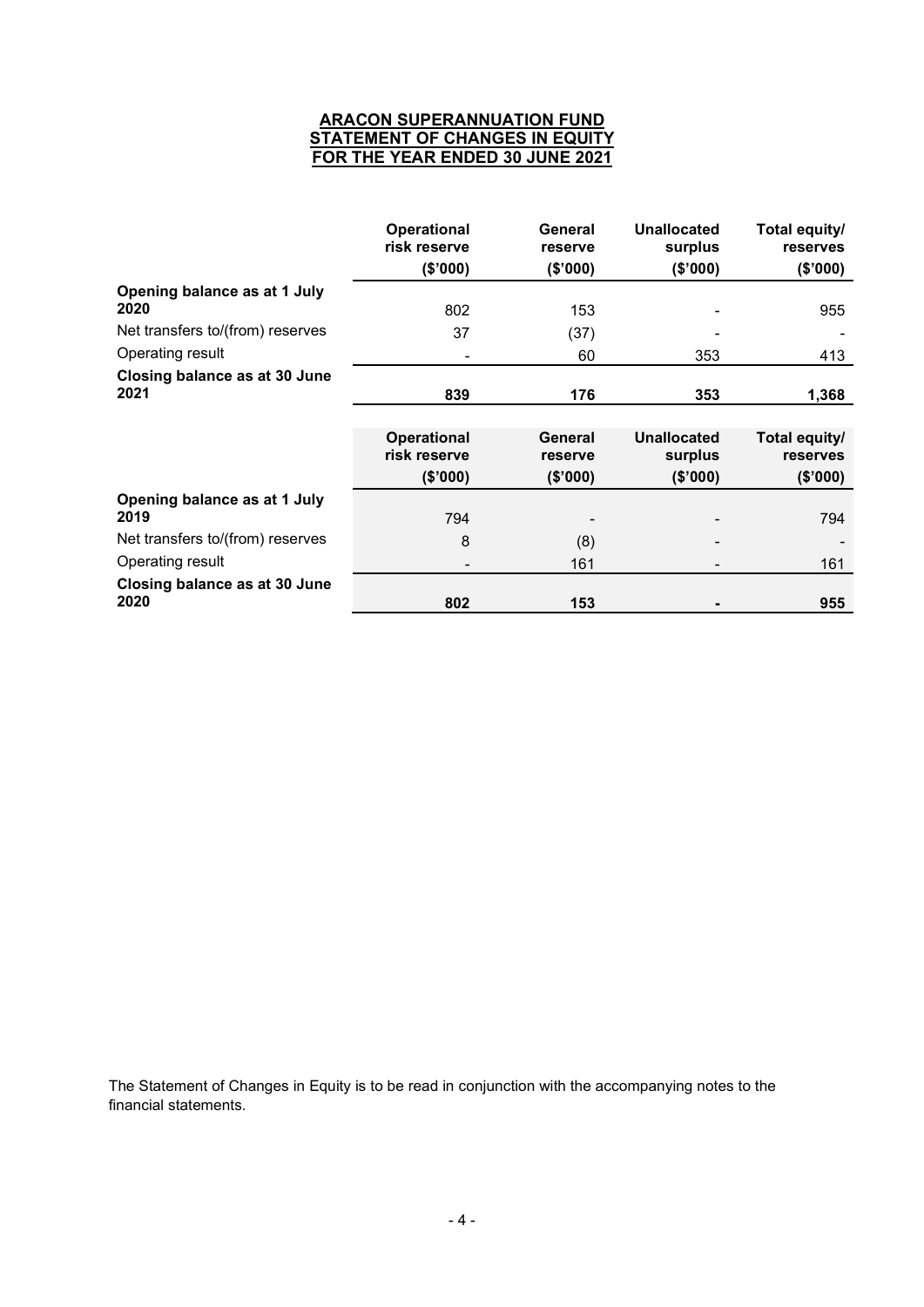# ARACON SUPERANNUATION FUND
## STATEMENT OF CHANGES IN EQUITY
## FOR THE YEAR ENDED 30 JUNE 2021

| | Operational risk reserve ($'000) | General reserve ($'000) | Unallocated surplus ($'000) | Total equity/ reserves ($'000) |
|---|---|---|---|---|
| **Opening balance as at 1 July 2020** | 802 | 153 | - | 955 |
| Net transfers to/(from) reserves | 37 | (37) | - | - |
| Operating result | - | 60 | 353 | 413 |
| **Closing balance as at 30 June 2021** | **839** | **176** | **353** | **1,368** |

| | Operational risk reserve ($'000) | General reserve ($'000) | Unallocated surplus ($'000) | Total equity/ reserves ($'000) |
|---|---|---|---|---|
| **Opening balance as at 1 July 2019** | 794 | - | - | 794 |
| Net transfers to/(from) reserves | 8 | (8) | - | - |
| Operating result | - | 161 | - | 161 |
| **Closing balance as at 30 June 2020** | **802** | **153** | **-** | **955** |

The Statement of Changes in Equity is to be read in conjunction with the accompanying notes to the financial statements.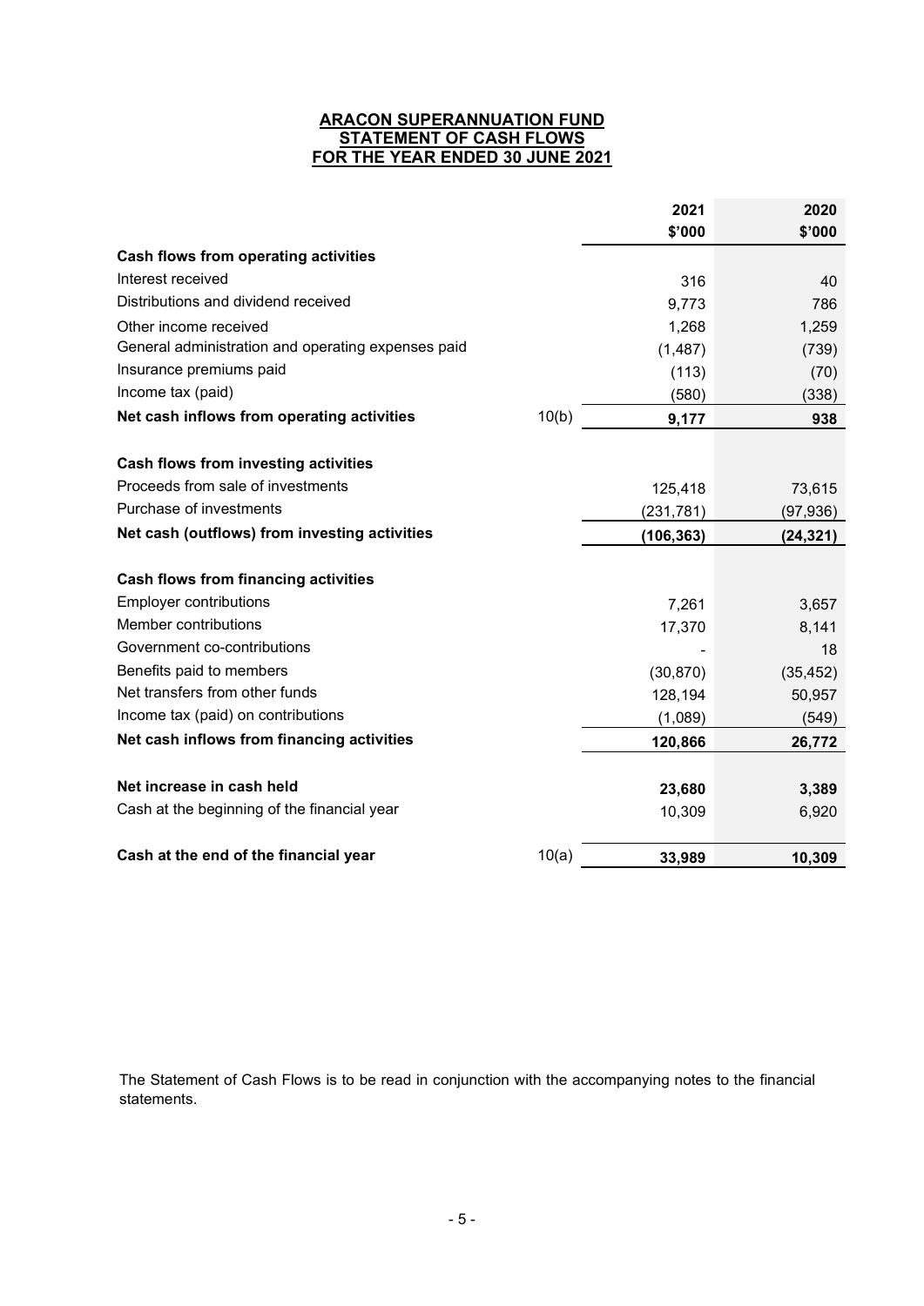# ARACON SUPERANNUATION FUND
## STATEMENT OF CASH FLOWS
## FOR THE YEAR ENDED 30 JUNE 2021

| | | 2021<br>$'000 | 2020<br>$'000 |
|---|---|---|---|
| **Cash flows from operating activities** | | | |
| Interest received | | 316 | 40 |
| Distributions and dividend received | | 9,773 | 786 |
| Other income received | | 1,268 | 1,259 |
| General administration and operating expenses paid | | (1,487) | (739) |
| Insurance premiums paid | | (113) | (70) |
| Income tax (paid) | | (580) | (338) |
| **Net cash inflows from operating activities** | 10(b) | **9,177** | **938** |
| | | | |
| **Cash flows from investing activities** | | | |
| Proceeds from sale of investments | | 125,418 | 73,615 |
| Purchase of investments | | (231,781) | (97,936) |
| **Net cash (outflows) from investing activities** | | **(106,363)** | **(24,321)** |
| | | | |
| **Cash flows from financing activities** | | | |
| Employer contributions | | 7,261 | 3,657 |
| Member contributions | | 17,370 | 8,141 |
| Government co-contributions | | - | 18 |
| Benefits paid to members | | (30,870) | (35,452) |
| Net transfers from other funds | | 128,194 | 50,957 |
| Income tax (paid) on contributions | | (1,089) | (549) |
| **Net cash inflows from financing activities** | | **120,866** | **26,772** |
| | | | |
| **Net increase in cash held** | | **23,680** | **3,389** |
| Cash at the beginning of the financial year | | 10,309 | 6,920 |
| | | | |
| **Cash at the end of the financial year** | 10(a) | **33,989** | **10,309** |

The Statement of Cash Flows is to be read in conjunction with the accompanying notes to the financial statements.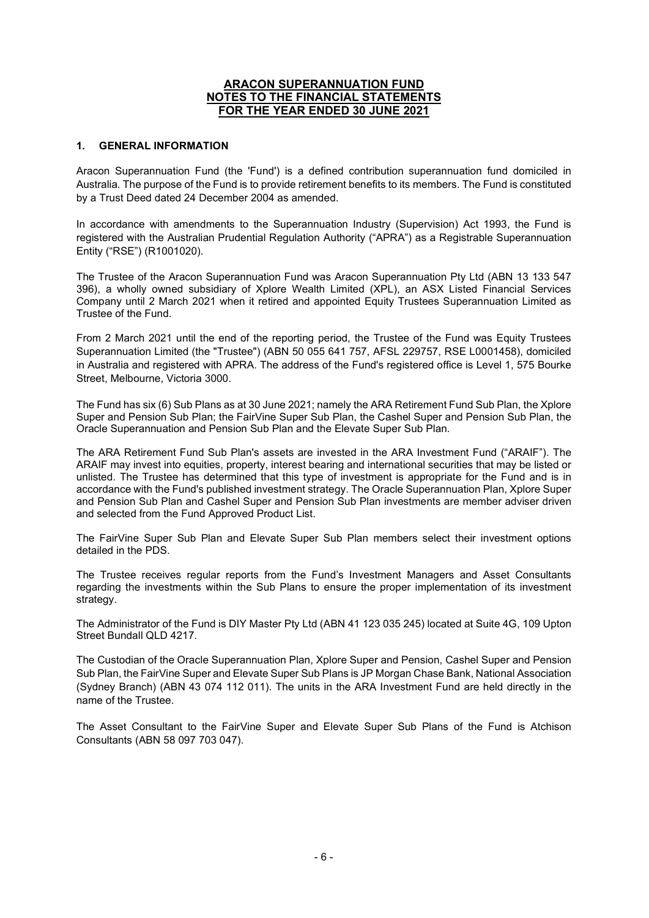**ARACON SUPERANNUATION FUND**
**NOTES TO THE FINANCIAL STATEMENTS**
**FOR THE YEAR ENDED 30 JUNE 2021**

## 1. GENERAL INFORMATION

Aracon Superannuation Fund (the 'Fund') is a defined contribution superannuation fund domiciled in Australia. The purpose of the Fund is to provide retirement benefits to its members. The Fund is constituted by a Trust Deed dated 24 December 2004 as amended.

In accordance with amendments to the Superannuation Industry (Supervision) Act 1993, the Fund is registered with the Australian Prudential Regulation Authority ("APRA") as a Registrable Superannuation Entity ("RSE") (R1001020).

The Trustee of the Aracon Superannuation Fund was Aracon Superannuation Pty Ltd (ABN 13 133 547 396), a wholly owned subsidiary of Xplore Wealth Limited (XPL), an ASX Listed Financial Services Company until 2 March 2021 when it retired and appointed Equity Trustees Superannuation Limited as Trustee of the Fund.

From 2 March 2021 until the end of the reporting period, the Trustee of the Fund was Equity Trustees Superannuation Limited (the "Trustee") (ABN 50 055 641 757, AFSL 229757, RSE L0001458), domiciled in Australia and registered with APRA. The address of the Fund's registered office is Level 1, 575 Bourke Street, Melbourne, Victoria 3000.

The Fund has six (6) Sub Plans as at 30 June 2021; namely the ARA Retirement Fund Sub Plan, the Xplore Super and Pension Sub Plan; the FairVine Super Sub Plan, the Cashel Super and Pension Sub Plan, the Oracle Superannuation and Pension Sub Plan and the Elevate Super Sub Plan.

The ARA Retirement Fund Sub Plan's assets are invested in the ARA Investment Fund ("ARAIF"). The ARAIF may invest into equities, property, interest bearing and international securities that may be listed or unlisted. The Trustee has determined that this type of investment is appropriate for the Fund and is in accordance with the Fund's published investment strategy. The Oracle Superannuation Plan, Xplore Super and Pension Sub Plan and Cashel Super and Pension Sub Plan investments are member adviser driven and selected from the Fund Approved Product List.

The FairVine Super Sub Plan and Elevate Super Sub Plan members select their investment options detailed in the PDS.

The Trustee receives regular reports from the Fund's Investment Managers and Asset Consultants regarding the investments within the Sub Plans to ensure the proper implementation of its investment strategy.

The Administrator of the Fund is DIY Master Pty Ltd (ABN 41 123 035 245) located at Suite 4G, 109 Upton Street Bundall QLD 4217.

The Custodian of the Oracle Superannuation Plan, Xplore Super and Pension, Cashel Super and Pension Sub Plan, the FairVine Super and Elevate Super Sub Plans is JP Morgan Chase Bank, National Association (Sydney Branch) (ABN 43 074 112 011). The units in the ARA Investment Fund are held directly in the name of the Trustee.

The Asset Consultant to the FairVine Super and Elevate Super Sub Plans of the Fund is Atchison Consultants (ABN 58 097 703 047).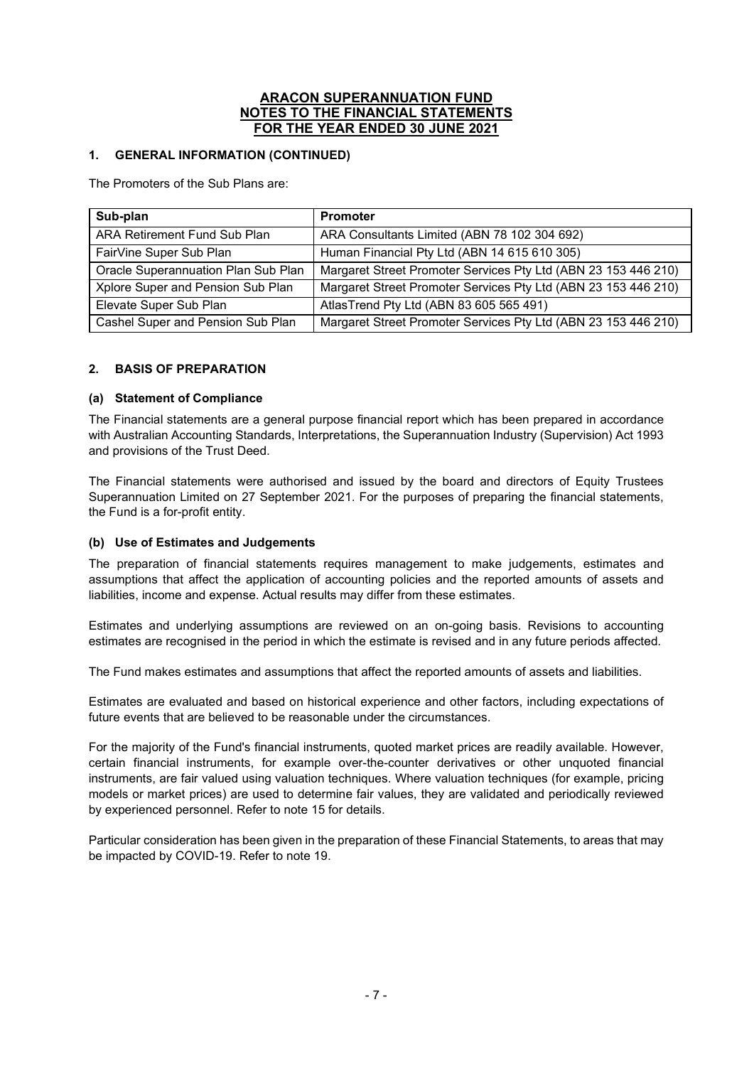# ARACON SUPERANNUATION FUND
# NOTES TO THE FINANCIAL STATEMENTS
# FOR THE YEAR ENDED 30 JUNE 2021

## 1. GENERAL INFORMATION (CONTINUED)

The Promoters of the Sub Plans are:

| Sub-plan | Promoter |
|---|---|
| ARA Retirement Fund Sub Plan | ARA Consultants Limited (ABN 78 102 304 692) |
| FairVine Super Sub Plan | Human Financial Pty Ltd (ABN 14 615 610 305) |
| Oracle Superannuation Plan Sub Plan | Margaret Street Promoter Services Pty Ltd (ABN 23 153 446 210) |
| Xplore Super and Pension Sub Plan | Margaret Street Promoter Services Pty Ltd (ABN 23 153 446 210) |
| Elevate Super Sub Plan | AtlasTrend Pty Ltd (ABN 83 605 565 491) |
| Cashel Super and Pension Sub Plan | Margaret Street Promoter Services Pty Ltd (ABN 23 153 446 210) |

## 2. BASIS OF PREPARATION

### (a) Statement of Compliance

The Financial statements are a general purpose financial report which has been prepared in accordance with Australian Accounting Standards, Interpretations, the Superannuation Industry (Supervision) Act 1993 and provisions of the Trust Deed.

The Financial statements were authorised and issued by the board and directors of Equity Trustees Superannuation Limited on 27 September 2021. For the purposes of preparing the financial statements, the Fund is a for-profit entity.

### (b) Use of Estimates and Judgements

The preparation of financial statements requires management to make judgements, estimates and assumptions that affect the application of accounting policies and the reported amounts of assets and liabilities, income and expense. Actual results may differ from these estimates.

Estimates and underlying assumptions are reviewed on an on-going basis. Revisions to accounting estimates are recognised in the period in which the estimate is revised and in any future periods affected.

The Fund makes estimates and assumptions that affect the reported amounts of assets and liabilities.

Estimates are evaluated and based on historical experience and other factors, including expectations of future events that are believed to be reasonable under the circumstances.

For the majority of the Fund's financial instruments, quoted market prices are readily available. However, certain financial instruments, for example over-the-counter derivatives or other unquoted financial instruments, are fair valued using valuation techniques. Where valuation techniques (for example, pricing models or market prices) are used to determine fair values, they are validated and periodically reviewed by experienced personnel. Refer to note 15 for details.

Particular consideration has been given in the preparation of these Financial Statements, to areas that may be impacted by COVID-19. Refer to note 19.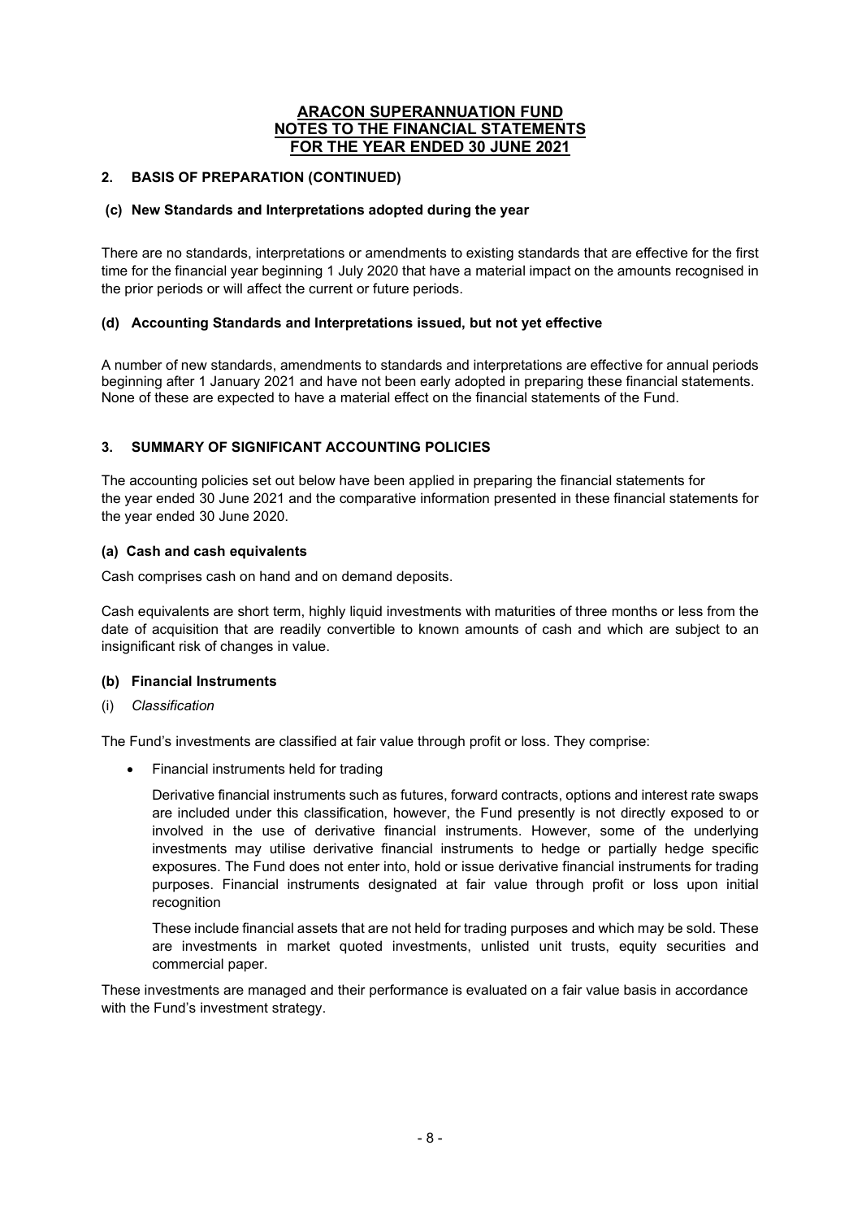# ARACON SUPERANNUATION FUND
# NOTES TO THE FINANCIAL STATEMENTS
# FOR THE YEAR ENDED 30 JUNE 2021

## 2. BASIS OF PREPARATION (CONTINUED)

### (c) New Standards and Interpretations adopted during the year

There are no standards, interpretations or amendments to existing standards that are effective for the first time for the financial year beginning 1 July 2020 that have a material impact on the amounts recognised in the prior periods or will affect the current or future periods.

### (d) Accounting Standards and Interpretations issued, but not yet effective

A number of new standards, amendments to standards and interpretations are effective for annual periods beginning after 1 January 2021 and have not been early adopted in preparing these financial statements. None of these are expected to have a material effect on the financial statements of the Fund.

## 3. SUMMARY OF SIGNIFICANT ACCOUNTING POLICIES

The accounting policies set out below have been applied in preparing the financial statements for the year ended 30 June 2021 and the comparative information presented in these financial statements for the year ended 30 June 2020.

### (a) Cash and cash equivalents

Cash comprises cash on hand and on demand deposits.

Cash equivalents are short term, highly liquid investments with maturities of three months or less from the date of acquisition that are readily convertible to known amounts of cash and which are subject to an insignificant risk of changes in value.

### (b) Financial Instruments

(i) *Classification*

The Fund's investments are classified at fair value through profit or loss. They comprise:

- Financial instruments held for trading

  Derivative financial instruments such as futures, forward contracts, options and interest rate swaps are included under this classification, however, the Fund presently is not directly exposed to or involved in the use of derivative financial instruments. However, some of the underlying investments may utilise derivative financial instruments to hedge or partially hedge specific exposures. The Fund does not enter into, hold or issue derivative financial instruments for trading purposes. Financial instruments designated at fair value through profit or loss upon initial recognition

  These include financial assets that are not held for trading purposes and which may be sold. These are investments in market quoted investments, unlisted unit trusts, equity securities and commercial paper.

These investments are managed and their performance is evaluated on a fair value basis in accordance with the Fund's investment strategy.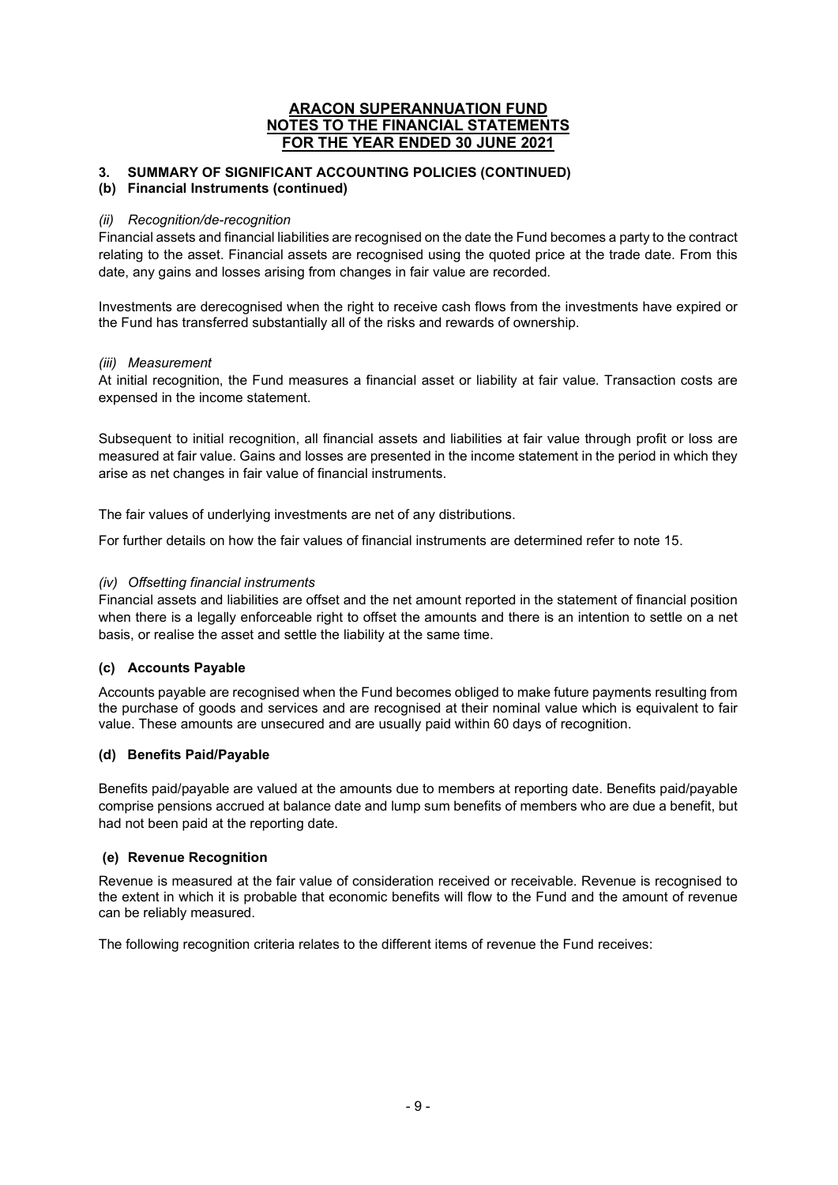# ARACON SUPERANNUATION FUND
## NOTES TO THE FINANCIAL STATEMENTS
## FOR THE YEAR ENDED 30 JUNE 2021

### 3. SUMMARY OF SIGNIFICANT ACCOUNTING POLICIES (CONTINUED)

### (b) Financial Instruments (continued)

*(ii) Recognition/de-recognition*

Financial assets and financial liabilities are recognised on the date the Fund becomes a party to the contract relating to the asset. Financial assets are recognised using the quoted price at the trade date. From this date, any gains and losses arising from changes in fair value are recorded.

Investments are derecognised when the right to receive cash flows from the investments have expired or the Fund has transferred substantially all of the risks and rewards of ownership.

*(iii) Measurement*

At initial recognition, the Fund measures a financial asset or liability at fair value. Transaction costs are expensed in the income statement.

Subsequent to initial recognition, all financial assets and liabilities at fair value through profit or loss are measured at fair value. Gains and losses are presented in the income statement in the period in which they arise as net changes in fair value of financial instruments.

The fair values of underlying investments are net of any distributions.

For further details on how the fair values of financial instruments are determined refer to note 15.

*(iv) Offsetting financial instruments*

Financial assets and liabilities are offset and the net amount reported in the statement of financial position when there is a legally enforceable right to offset the amounts and there is an intention to settle on a net basis, or realise the asset and settle the liability at the same time.

### (c) Accounts Payable

Accounts payable are recognised when the Fund becomes obliged to make future payments resulting from the purchase of goods and services and are recognised at their nominal value which is equivalent to fair value. These amounts are unsecured and are usually paid within 60 days of recognition.

### (d) Benefits Paid/Payable

Benefits paid/payable are valued at the amounts due to members at reporting date. Benefits paid/payable comprise pensions accrued at balance date and lump sum benefits of members who are due a benefit, but had not been paid at the reporting date.

### (e) Revenue Recognition

Revenue is measured at the fair value of consideration received or receivable. Revenue is recognised to the extent in which it is probable that economic benefits will flow to the Fund and the amount of revenue can be reliably measured.

The following recognition criteria relates to the different items of revenue the Fund receives: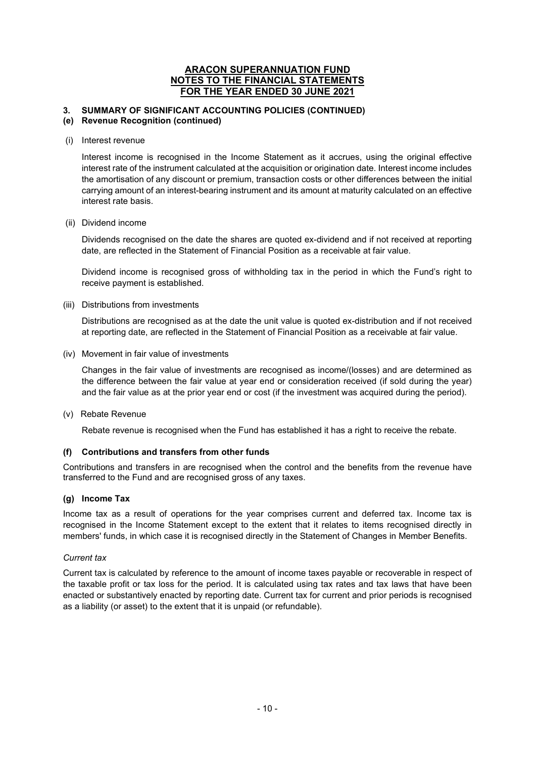## ARACON SUPERANNUATION FUND
## NOTES TO THE FINANCIAL STATEMENTS
## FOR THE YEAR ENDED 30 JUNE 2021

### 3. SUMMARY OF SIGNIFICANT ACCOUNTING POLICIES (CONTINUED)

#### (e) Revenue Recognition (continued)

(i) Interest revenue

Interest income is recognised in the Income Statement as it accrues, using the original effective interest rate of the instrument calculated at the acquisition or origination date. Interest income includes the amortisation of any discount or premium, transaction costs or other differences between the initial carrying amount of an interest-bearing instrument and its amount at maturity calculated on an effective interest rate basis.

(ii) Dividend income

Dividends recognised on the date the shares are quoted ex-dividend and if not received at reporting date, are reflected in the Statement of Financial Position as a receivable at fair value.

Dividend income is recognised gross of withholding tax in the period in which the Fund's right to receive payment is established.

(iii) Distributions from investments

Distributions are recognised as at the date the unit value is quoted ex-distribution and if not received at reporting date, are reflected in the Statement of Financial Position as a receivable at fair value.

(iv) Movement in fair value of investments

Changes in the fair value of investments are recognised as income/(losses) and are determined as the difference between the fair value at year end or consideration received (if sold during the year) and the fair value as at the prior year end or cost (if the investment was acquired during the period).

(v) Rebate Revenue

Rebate revenue is recognised when the Fund has established it has a right to receive the rebate.

#### (f) Contributions and transfers from other funds

Contributions and transfers in are recognised when the control and the benefits from the revenue have transferred to the Fund and are recognised gross of any taxes.

#### (g) Income Tax

Income tax as a result of operations for the year comprises current and deferred tax. Income tax is recognised in the Income Statement except to the extent that it relates to items recognised directly in members' funds, in which case it is recognised directly in the Statement of Changes in Member Benefits.

*Current tax*

Current tax is calculated by reference to the amount of income taxes payable or recoverable in respect of the taxable profit or tax loss for the period. It is calculated using tax rates and tax laws that have been enacted or substantively enacted by reporting date. Current tax for current and prior periods is recognised as a liability (or asset) to the extent that it is unpaid (or refundable).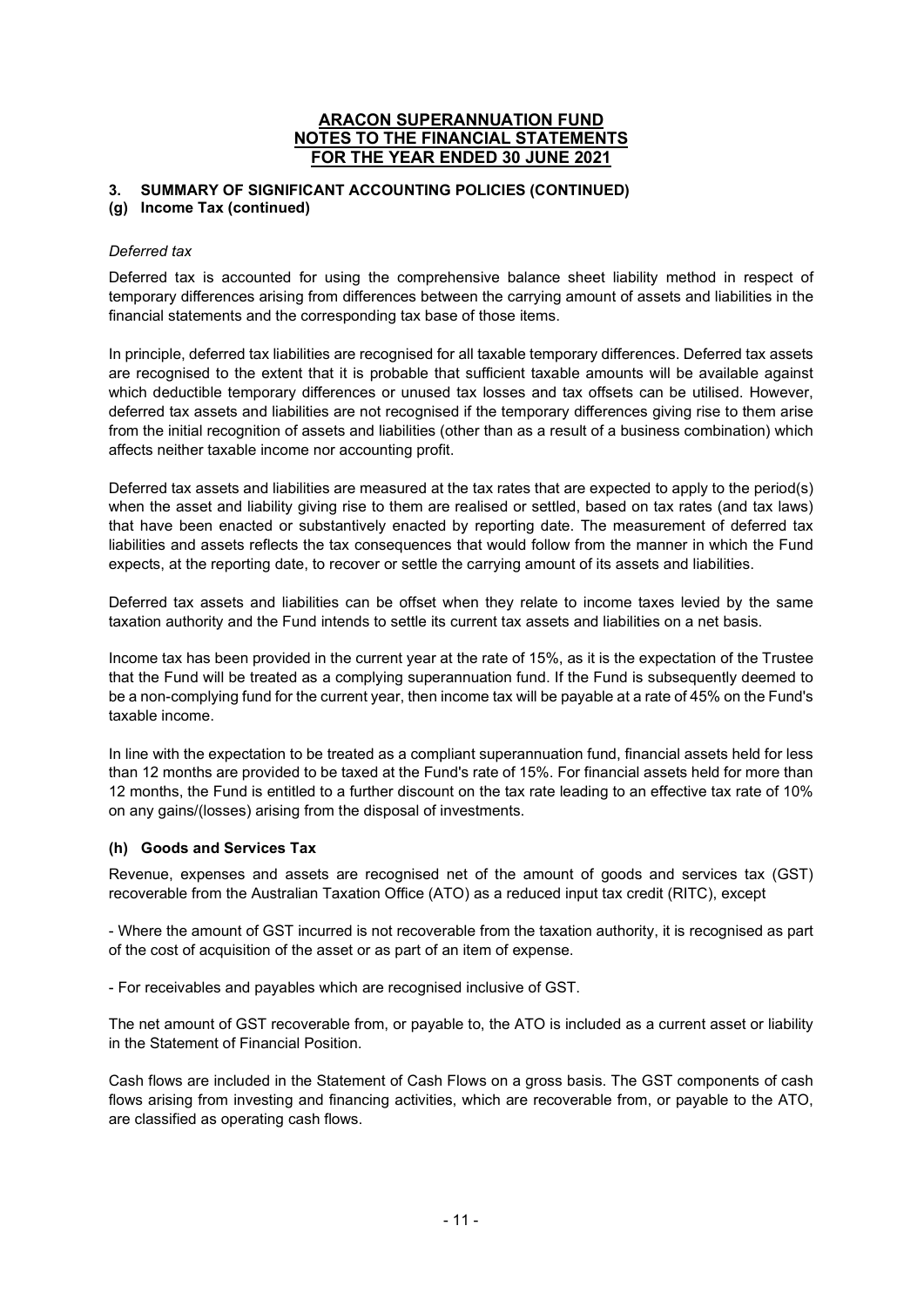## 3. SUMMARY OF SIGNIFICANT ACCOUNTING POLICIES (CONTINUED)

### (g) Income Tax (continued)

*Deferred tax*

Deferred tax is accounted for using the comprehensive balance sheet liability method in respect of temporary differences arising from differences between the carrying amount of assets and liabilities in the financial statements and the corresponding tax base of those items.

In principle, deferred tax liabilities are recognised for all taxable temporary differences. Deferred tax assets are recognised to the extent that it is probable that sufficient taxable amounts will be available against which deductible temporary differences or unused tax losses and tax offsets can be utilised. However, deferred tax assets and liabilities are not recognised if the temporary differences giving rise to them arise from the initial recognition of assets and liabilities (other than as a result of a business combination) which affects neither taxable income nor accounting profit.

Deferred tax assets and liabilities are measured at the tax rates that are expected to apply to the period(s) when the asset and liability giving rise to them are realised or settled, based on tax rates (and tax laws) that have been enacted or substantively enacted by reporting date. The measurement of deferred tax liabilities and assets reflects the tax consequences that would follow from the manner in which the Fund expects, at the reporting date, to recover or settle the carrying amount of its assets and liabilities.

Deferred tax assets and liabilities can be offset when they relate to income taxes levied by the same taxation authority and the Fund intends to settle its current tax assets and liabilities on a net basis.

Income tax has been provided in the current year at the rate of 15%, as it is the expectation of the Trustee that the Fund will be treated as a complying superannuation fund. If the Fund is subsequently deemed to be a non-complying fund for the current year, then income tax will be payable at a rate of 45% on the Fund's taxable income.

In line with the expectation to be treated as a compliant superannuation fund, financial assets held for less than 12 months are provided to be taxed at the Fund's rate of 15%. For financial assets held for more than 12 months, the Fund is entitled to a further discount on the tax rate leading to an effective tax rate of 10% on any gains/(losses) arising from the disposal of investments.

### (h) Goods and Services Tax

Revenue, expenses and assets are recognised net of the amount of goods and services tax (GST) recoverable from the Australian Taxation Office (ATO) as a reduced input tax credit (RITC), except

- Where the amount of GST incurred is not recoverable from the taxation authority, it is recognised as part of the cost of acquisition of the asset or as part of an item of expense.

- For receivables and payables which are recognised inclusive of GST.

The net amount of GST recoverable from, or payable to, the ATO is included as a current asset or liability in the Statement of Financial Position.

Cash flows are included in the Statement of Cash Flows on a gross basis. The GST components of cash flows arising from investing and financing activities, which are recoverable from, or payable to the ATO, are classified as operating cash flows.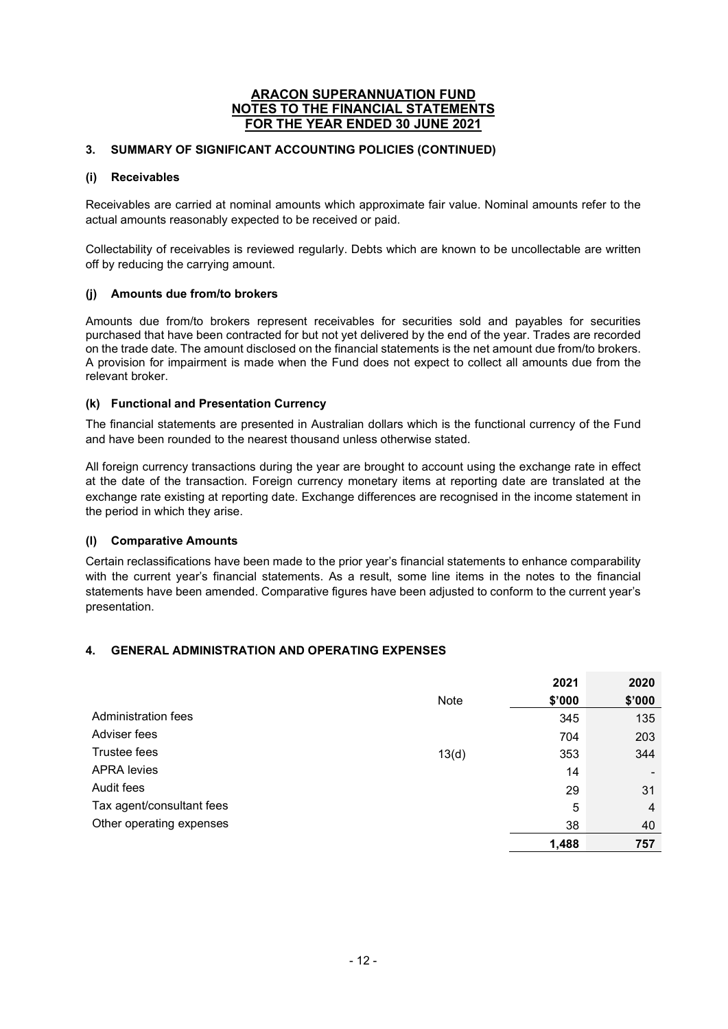**ARACON SUPERANNUATION FUND**
**NOTES TO THE FINANCIAL STATEMENTS**
**FOR THE YEAR ENDED 30 JUNE 2021**

## 3. SUMMARY OF SIGNIFICANT ACCOUNTING POLICIES (CONTINUED)

### (i) Receivables

Receivables are carried at nominal amounts which approximate fair value. Nominal amounts refer to the actual amounts reasonably expected to be received or paid.

Collectability of receivables is reviewed regularly. Debts which are known to be uncollectable are written off by reducing the carrying amount.

### (j) Amounts due from/to brokers

Amounts due from/to brokers represent receivables for securities sold and payables for securities purchased that have been contracted for but not yet delivered by the end of the year. Trades are recorded on the trade date. The amount disclosed on the financial statements is the net amount due from/to brokers. A provision for impairment is made when the Fund does not expect to collect all amounts due from the relevant broker.

### (k) Functional and Presentation Currency

The financial statements are presented in Australian dollars which is the functional currency of the Fund and have been rounded to the nearest thousand unless otherwise stated.

All foreign currency transactions during the year are brought to account using the exchange rate in effect at the date of the transaction. Foreign currency monetary items at reporting date are translated at the exchange rate existing at reporting date. Exchange differences are recognised in the income statement in the period in which they arise.

### (l) Comparative Amounts

Certain reclassifications have been made to the prior year's financial statements to enhance comparability with the current year's financial statements. As a result, some line items in the notes to the financial statements have been amended. Comparative figures have been adjusted to conform to the current year's presentation.

## 4. GENERAL ADMINISTRATION AND OPERATING EXPENSES

| | Note | 2021 $'000 | 2020 $'000 |
|---|---|---|---|
| Administration fees | | 345 | 135 |
| Adviser fees | | 704 | 203 |
| Trustee fees | 13(d) | 353 | 344 |
| APRA levies | | 14 | - |
| Audit fees | | 29 | 31 |
| Tax agent/consultant fees | | 5 | 4 |
| Other operating expenses | | 38 | 40 |
| | | **1,488** | **757** |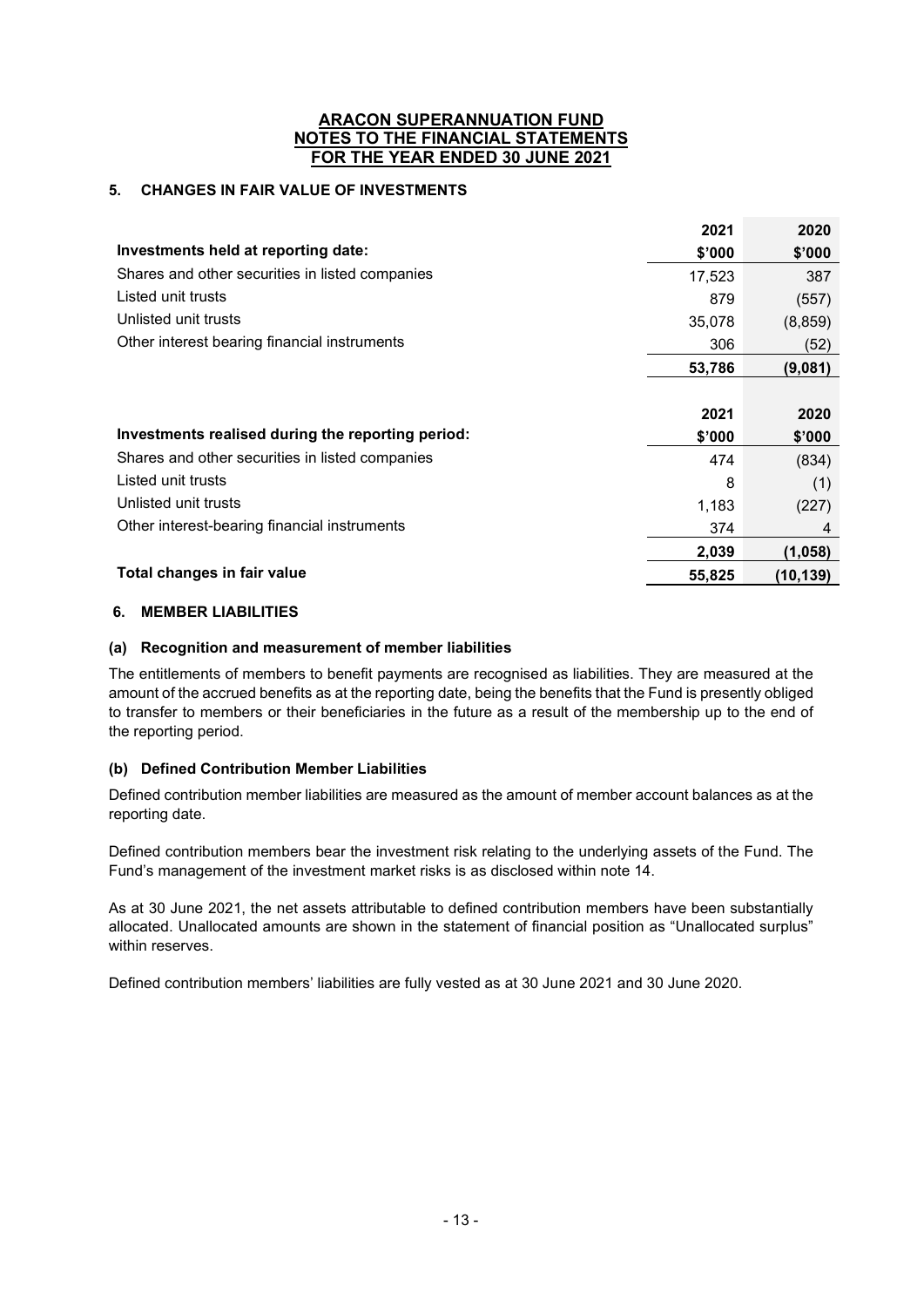**ARACON SUPERANNUATION FUND**
**NOTES TO THE FINANCIAL STATEMENTS**
**FOR THE YEAR ENDED 30 JUNE 2021**

## 5. CHANGES IN FAIR VALUE OF INVESTMENTS

| | 2021 | 2020 |
|---|---|---|
| **Investments held at reporting date:** | **$'000** | **$'000** |
| Shares and other securities in listed companies | 17,523 | 387 |
| Listed unit trusts | 879 | (557) |
| Unlisted unit trusts | 35,078 | (8,859) |
| Other interest bearing financial instruments | 306 | (52) |
| | **53,786** | **(9,081)** |

| | 2021 | 2020 |
|---|---|---|
| **Investments realised during the reporting period:** | **$'000** | **$'000** |
| Shares and other securities in listed companies | 474 | (834) |
| Listed unit trusts | 8 | (1) |
| Unlisted unit trusts | 1,183 | (227) |
| Other interest-bearing financial instruments | 374 | 4 |
| | **2,039** | **(1,058)** |
| **Total changes in fair value** | **55,825** | **(10,139)** |

## 6. MEMBER LIABILITIES

### (a) Recognition and measurement of member liabilities

The entitlements of members to benefit payments are recognised as liabilities. They are measured at the amount of the accrued benefits as at the reporting date, being the benefits that the Fund is presently obliged to transfer to members or their beneficiaries in the future as a result of the membership up to the end of the reporting period.

### (b) Defined Contribution Member Liabilities

Defined contribution member liabilities are measured as the amount of member account balances as at the reporting date.

Defined contribution members bear the investment risk relating to the underlying assets of the Fund. The Fund's management of the investment market risks is as disclosed within note 14.

As at 30 June 2021, the net assets attributable to defined contribution members have been substantially allocated. Unallocated amounts are shown in the statement of financial position as "Unallocated surplus" within reserves.

Defined contribution members' liabilities are fully vested as at 30 June 2021 and 30 June 2020.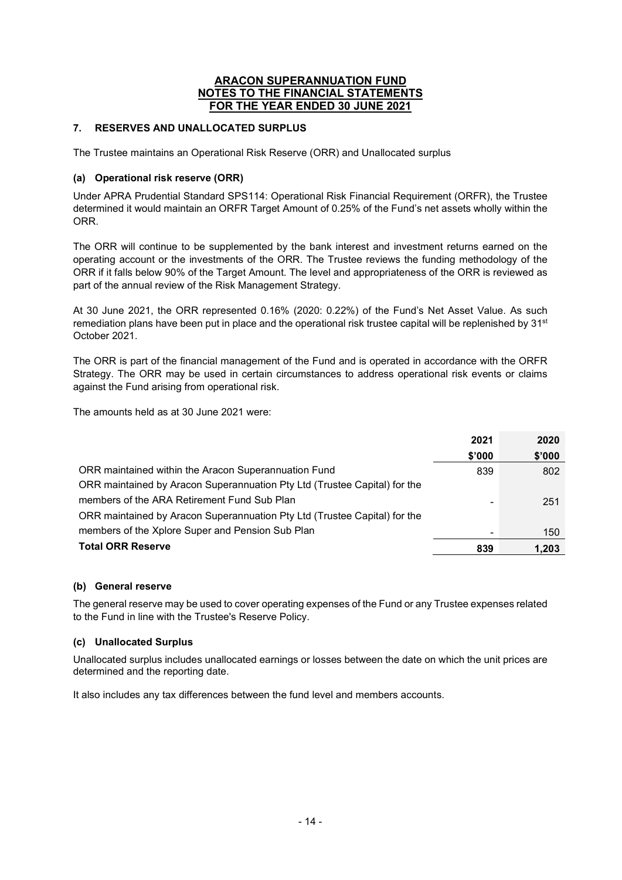**ARACON SUPERANNUATION FUND**
**NOTES TO THE FINANCIAL STATEMENTS**
**FOR THE YEAR ENDED 30 JUNE 2021**

## 7. RESERVES AND UNALLOCATED SURPLUS

The Trustee maintains an Operational Risk Reserve (ORR) and Unallocated surplus

### (a) Operational risk reserve (ORR)

Under APRA Prudential Standard SPS114: Operational Risk Financial Requirement (ORFR), the Trustee determined it would maintain an ORFR Target Amount of 0.25% of the Fund's net assets wholly within the ORR.

The ORR will continue to be supplemented by the bank interest and investment returns earned on the operating account or the investments of the ORR. The Trustee reviews the funding methodology of the ORR if it falls below 90% of the Target Amount. The level and appropriateness of the ORR is reviewed as part of the annual review of the Risk Management Strategy.

At 30 June 2021, the ORR represented 0.16% (2020: 0.22%) of the Fund's Net Asset Value. As such remediation plans have been put in place and the operational risk trustee capital will be replenished by 31st October 2021.

The ORR is part of the financial management of the Fund and is operated in accordance with the ORFR Strategy. The ORR may be used in certain circumstances to address operational risk events or claims against the Fund arising from operational risk.

The amounts held as at 30 June 2021 were:

| | 2021 | 2020 |
|---|---|---|
| | $'000 | $'000 |
| ORR maintained within the Aracon Superannuation Fund | 839 | 802 |
| ORR maintained by Aracon Superannuation Pty Ltd (Trustee Capital) for the members of the ARA Retirement Fund Sub Plan | - | 251 |
| ORR maintained by Aracon Superannuation Pty Ltd (Trustee Capital) for the members of the Xplore Super and Pension Sub Plan | - | 150 |
| **Total ORR Reserve** | **839** | **1,203** |

### (b) General reserve

The general reserve may be used to cover operating expenses of the Fund or any Trustee expenses related to the Fund in line with the Trustee's Reserve Policy.

### (c) Unallocated Surplus

Unallocated surplus includes unallocated earnings or losses between the date on which the unit prices are determined and the reporting date.

It also includes any tax differences between the fund level and members accounts.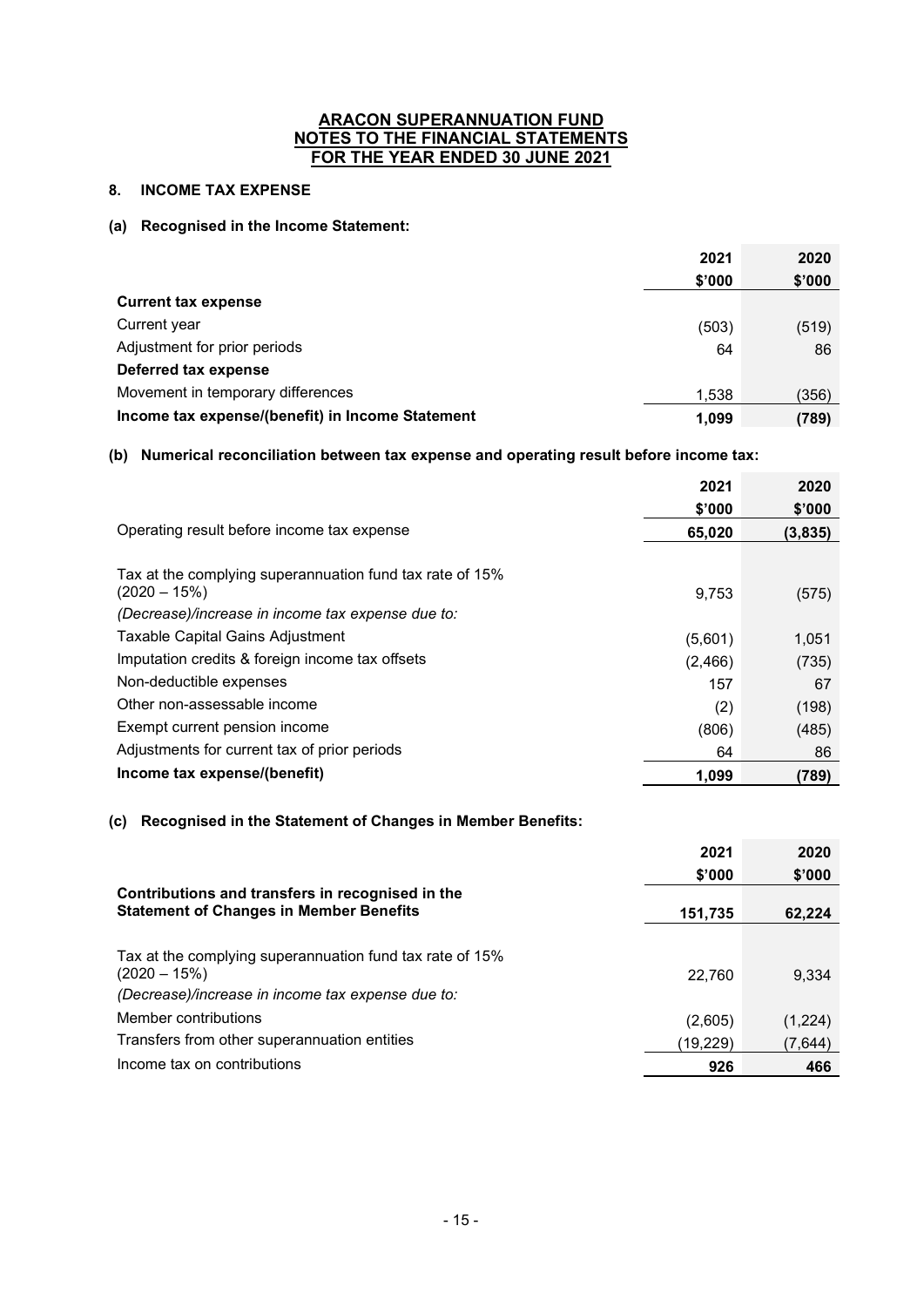**ARACON SUPERANNUATION FUND**
**NOTES TO THE FINANCIAL STATEMENTS**
**FOR THE YEAR ENDED 30 JUNE 2021**

## 8. INCOME TAX EXPENSE

### (a) Recognised in the Income Statement:

| | 2021 | 2020 |
|---|---|---|
| | $'000 | $'000 |
| **Current tax expense** | | |
| Current year | (503) | (519) |
| Adjustment for prior periods | 64 | 86 |
| **Deferred tax expense** | | |
| Movement in temporary differences | 1,538 | (356) |
| **Income tax expense/(benefit) in Income Statement** | **1,099** | **(789)** |

### (b) Numerical reconciliation between tax expense and operating result before income tax:

| | 2021 | 2020 |
|---|---|---|
| | $'000 | $'000 |
| Operating result before income tax expense | **65,020** | **(3,835)** |
| Tax at the complying superannuation fund tax rate of 15% (2020 – 15%) | 9,753 | (575) |
| *(Decrease)/increase in income tax expense due to:* | | |
| Taxable Capital Gains Adjustment | (5,601) | 1,051 |
| Imputation credits & foreign income tax offsets | (2,466) | (735) |
| Non-deductible expenses | 157 | 67 |
| Other non-assessable income | (2) | (198) |
| Exempt current pension income | (806) | (485) |
| Adjustments for current tax of prior periods | 64 | 86 |
| **Income tax expense/(benefit)** | **1,099** | **(789)** |

### (c) Recognised in the Statement of Changes in Member Benefits:

| | 2021 | 2020 |
|---|---|---|
| | $'000 | $'000 |
| **Contributions and transfers in recognised in the Statement of Changes in Member Benefits** | **151,735** | **62,224** |
| Tax at the complying superannuation fund tax rate of 15% (2020 – 15%) | 22,760 | 9,334 |
| *(Decrease)/increase in income tax expense due to:* | | |
| Member contributions | (2,605) | (1,224) |
| Transfers from other superannuation entities | (19,229) | (7,644) |
| Income tax on contributions | **926** | **466** |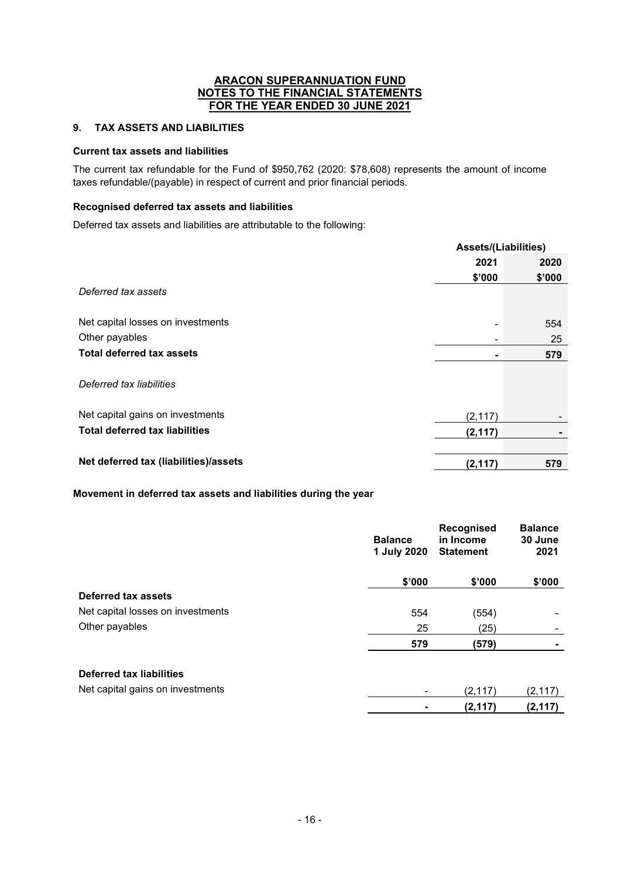**ARACON SUPERANNUATION FUND**
**NOTES TO THE FINANCIAL STATEMENTS**
**FOR THE YEAR ENDED 30 JUNE 2021**

## 9. TAX ASSETS AND LIABILITIES

### Current tax assets and liabilities

The current tax refundable for the Fund of $950,762 (2020: $78,608) represents the amount of income taxes refundable/(payable) in respect of current and prior financial periods.

### Recognised deferred tax assets and liabilities

Deferred tax assets and liabilities are attributable to the following:

| | Assets/(Liabilities) | |
|---|---|---|
| | **2021** | **2020** |
| | **$'000** | **$'000** |
| *Deferred tax assets* | | |
| Net capital losses on investments | - | 554 |
| Other payables | - | 25 |
| **Total deferred tax assets** | **-** | **579** |
| *Deferred tax liabilities* | | |
| Net capital gains on investments | (2,117) | - |
| **Total deferred tax liabilities** | **(2,117)** | **-** |
| **Net deferred tax (liabilities)/assets** | **(2,117)** | **579** |

### Movement in deferred tax assets and liabilities during the year

| | Balance 1 July 2020 | Recognised in Income Statement | Balance 30 June 2021 |
|---|---|---|---|
| | **$'000** | **$'000** | **$'000** |
| **Deferred tax assets** | | | |
| Net capital losses on investments | 554 | (554) | - |
| Other payables | 25 | (25) | - |
| | **579** | **(579)** | **-** |
| **Deferred tax liabilities** | | | |
| Net capital gains on investments | - | (2,117) | (2,117) |
| | **-** | **(2,117)** | **(2,117)** |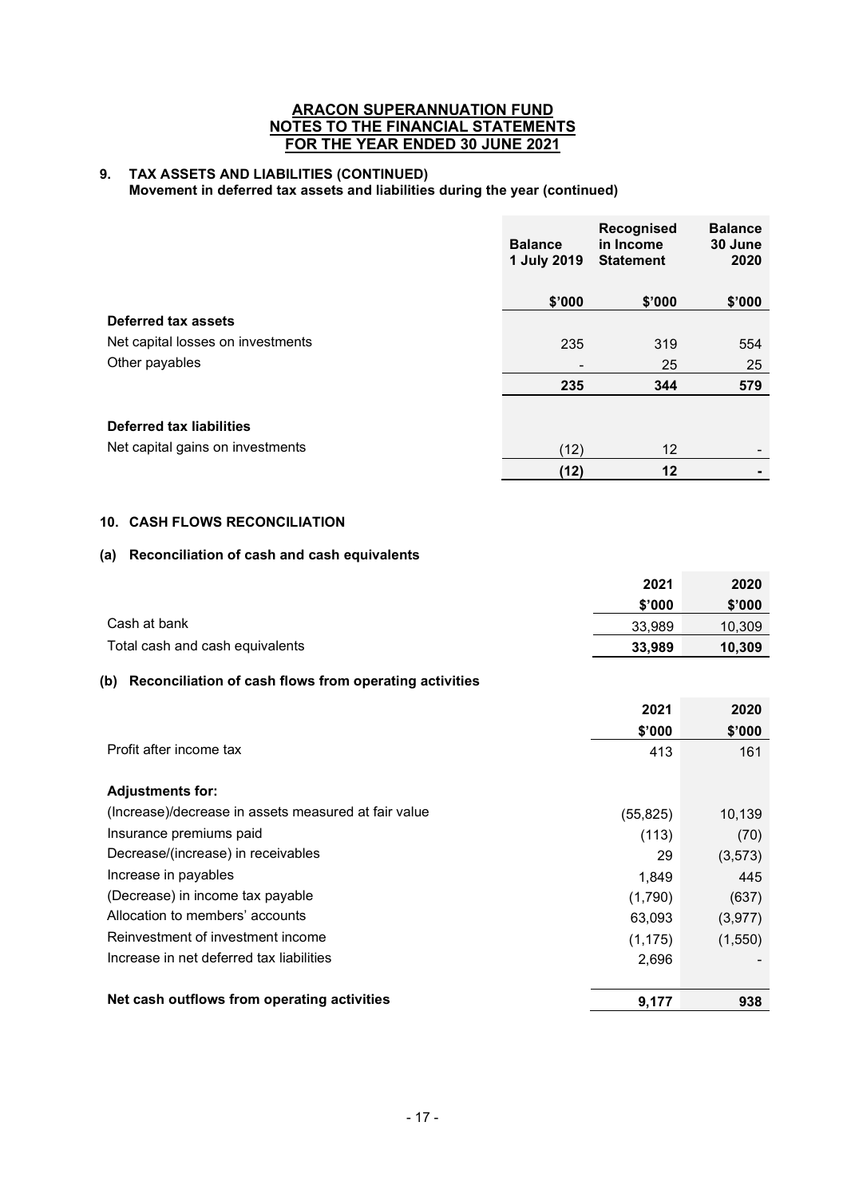# ARACON SUPERANNUATION FUND
## NOTES TO THE FINANCIAL STATEMENTS
## FOR THE YEAR ENDED 30 JUNE 2021

### 9. TAX ASSETS AND LIABILITIES (CONTINUED)

**Movement in deferred tax assets and liabilities during the year (continued)**

| | Balance 1 July 2019 | Recognised in Income Statement | Balance 30 June 2020 |
|---|---|---|---|
| | $'000 | $'000 | $'000 |
| **Deferred tax assets** | | | |
| Net capital losses on investments | 235 | 319 | 554 |
| Other payables | - | 25 | 25 |
| | **235** | **344** | **579** |
| **Deferred tax liabilities** | | | |
| Net capital gains on investments | (12) | 12 | - |
| | **(12)** | **12** | **-** |

### 10. CASH FLOWS RECONCILIATION

#### (a) Reconciliation of cash and cash equivalents

| | 2021 | 2020 |
|---|---|---|
| | $'000 | $'000 |
| Cash at bank | 33,989 | 10,309 |
| Total cash and cash equivalents | **33,989** | **10,309** |

#### (b) Reconciliation of cash flows from operating activities

| | 2021 | 2020 |
|---|---|---|
| | $'000 | $'000 |
| Profit after income tax | 413 | 161 |
| **Adjustments for:** | | |
| (Increase)/decrease in assets measured at fair value | (55,825) | 10,139 |
| Insurance premiums paid | (113) | (70) |
| Decrease/(increase) in receivables | 29 | (3,573) |
| Increase in payables | 1,849 | 445 |
| (Decrease) in income tax payable | (1,790) | (637) |
| Allocation to members' accounts | 63,093 | (3,977) |
| Reinvestment of investment income | (1,175) | (1,550) |
| Increase in net deferred tax liabilities | 2,696 | - |
| **Net cash outflows from operating activities** | **9,177** | **938** |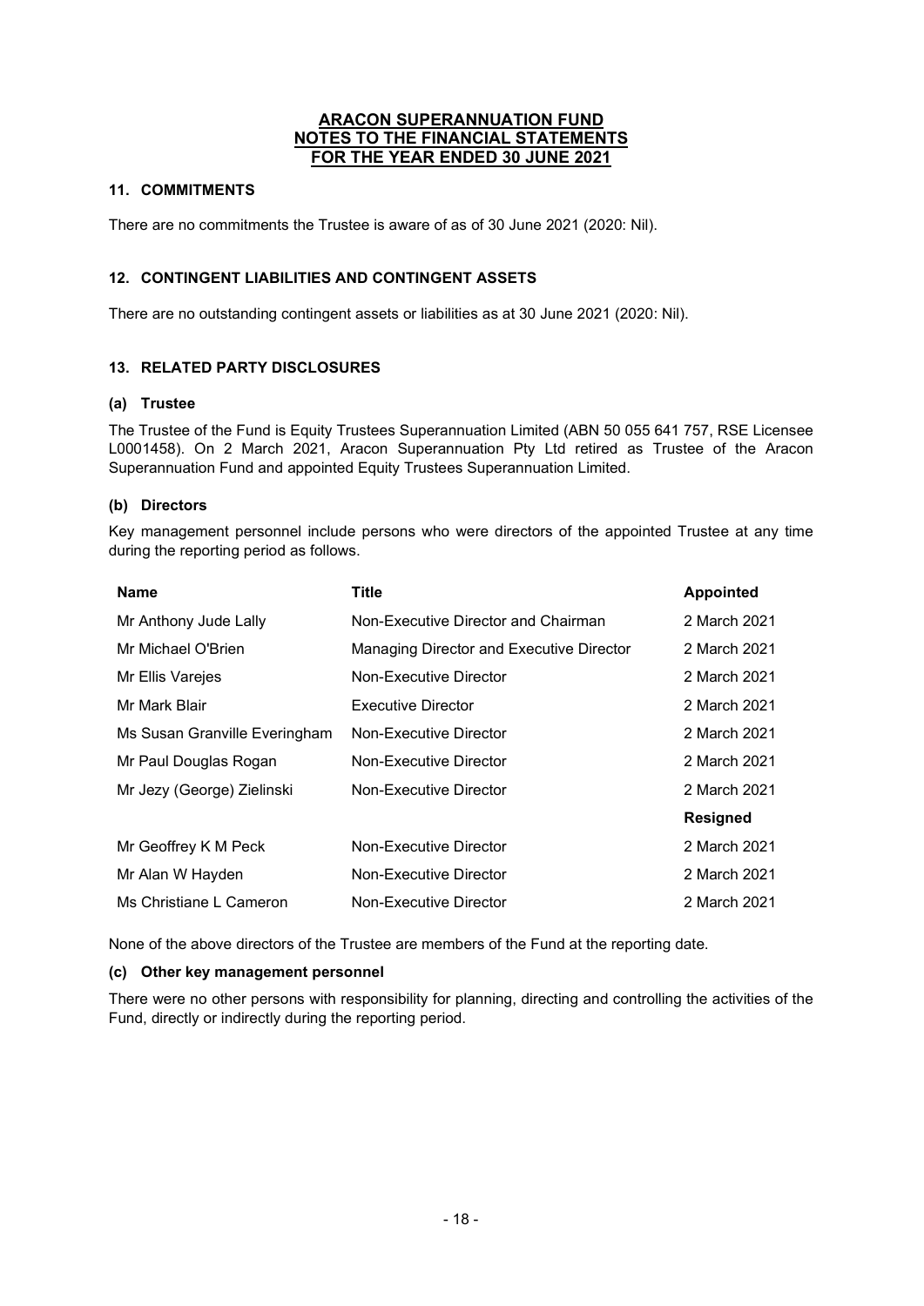# ARACON SUPERANNUATION FUND
## NOTES TO THE FINANCIAL STATEMENTS
## FOR THE YEAR ENDED 30 JUNE 2021

### 11. COMMITMENTS

There are no commitments the Trustee is aware of as of 30 June 2021 (2020: Nil).

### 12. CONTINGENT LIABILITIES AND CONTINGENT ASSETS

There are no outstanding contingent assets or liabilities as at 30 June 2021 (2020: Nil).

### 13. RELATED PARTY DISCLOSURES

#### (a) Trustee

The Trustee of the Fund is Equity Trustees Superannuation Limited (ABN 50 055 641 757, RSE Licensee L0001458). On 2 March 2021, Aracon Superannuation Pty Ltd retired as Trustee of the Aracon Superannuation Fund and appointed Equity Trustees Superannuation Limited.

#### (b) Directors

Key management personnel include persons who were directors of the appointed Trustee at any time during the reporting period as follows.

| Name | Title | Appointed |
|---|---|---|
| Mr Anthony Jude Lally | Non-Executive Director and Chairman | 2 March 2021 |
| Mr Michael O'Brien | Managing Director and Executive Director | 2 March 2021 |
| Mr Ellis Varejes | Non-Executive Director | 2 March 2021 |
| Mr Mark Blair | Executive Director | 2 March 2021 |
| Ms Susan Granville Everingham | Non-Executive Director | 2 March 2021 |
| Mr Paul Douglas Rogan | Non-Executive Director | 2 March 2021 |
| Mr Jezy (George) Zielinski | Non-Executive Director | 2 March 2021 |
| | | **Resigned** |
| Mr Geoffrey K M Peck | Non-Executive Director | 2 March 2021 |
| Mr Alan W Hayden | Non-Executive Director | 2 March 2021 |
| Ms Christiane L Cameron | Non-Executive Director | 2 March 2021 |

None of the above directors of the Trustee are members of the Fund at the reporting date.

#### (c) Other key management personnel

There were no other persons with responsibility for planning, directing and controlling the activities of the Fund, directly or indirectly during the reporting period.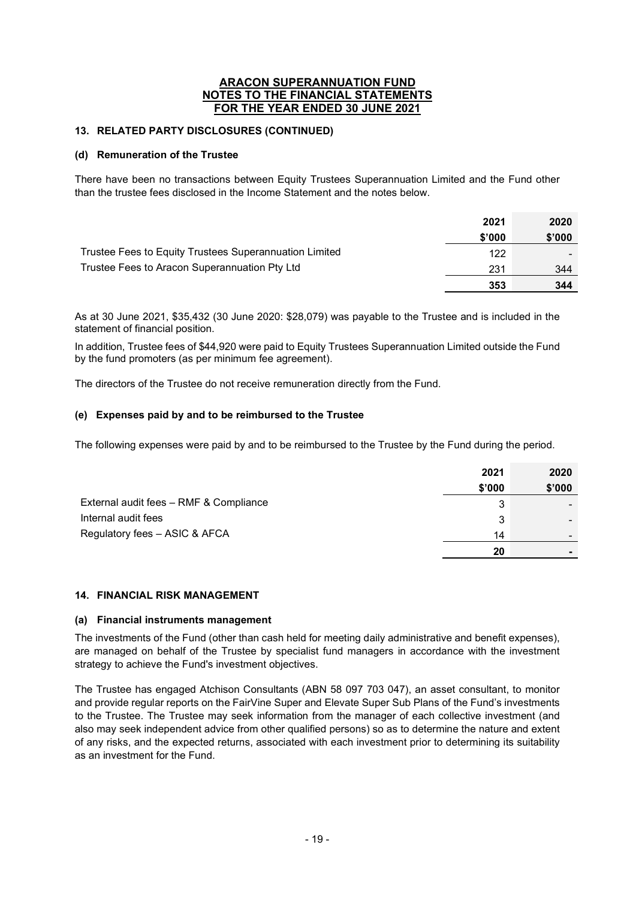**ARACON SUPERANNUATION FUND**
**NOTES TO THE FINANCIAL STATEMENTS**
**FOR THE YEAR ENDED 30 JUNE 2021**

## 13. RELATED PARTY DISCLOSURES (CONTINUED)

### (d) Remuneration of the Trustee

There have been no transactions between Equity Trustees Superannuation Limited and the Fund other than the trustee fees disclosed in the Income Statement and the notes below.

| | 2021 | 2020 |
|---|---|---|
| | $'000 | $'000 |
| Trustee Fees to Equity Trustees Superannuation Limited | 122 | - |
| Trustee Fees to Aracon Superannuation Pty Ltd | 231 | 344 |
| | **353** | **344** |

As at 30 June 2021, $35,432 (30 June 2020: $28,079) was payable to the Trustee and is included in the statement of financial position.

In addition, Trustee fees of $44,920 were paid to Equity Trustees Superannuation Limited outside the Fund by the fund promoters (as per minimum fee agreement).

The directors of the Trustee do not receive remuneration directly from the Fund.

### (e) Expenses paid by and to be reimbursed to the Trustee

The following expenses were paid by and to be reimbursed to the Trustee by the Fund during the period.

| | 2021 | 2020 |
|---|---|---|
| | $'000 | $'000 |
| External audit fees – RMF & Compliance | 3 | - |
| Internal audit fees | 3 | - |
| Regulatory fees – ASIC & AFCA | 14 | - |
| | **20** | **-** |

## 14. FINANCIAL RISK MANAGEMENT

### (a) Financial instruments management

The investments of the Fund (other than cash held for meeting daily administrative and benefit expenses), are managed on behalf of the Trustee by specialist fund managers in accordance with the investment strategy to achieve the Fund's investment objectives.

The Trustee has engaged Atchison Consultants (ABN 58 097 703 047), an asset consultant, to monitor and provide regular reports on the FairVine Super and Elevate Super Sub Plans of the Fund's investments to the Trustee. The Trustee may seek information from the manager of each collective investment (and also may seek independent advice from other qualified persons) so as to determine the nature and extent of any risks, and the expected returns, associated with each investment prior to determining its suitability as an investment for the Fund.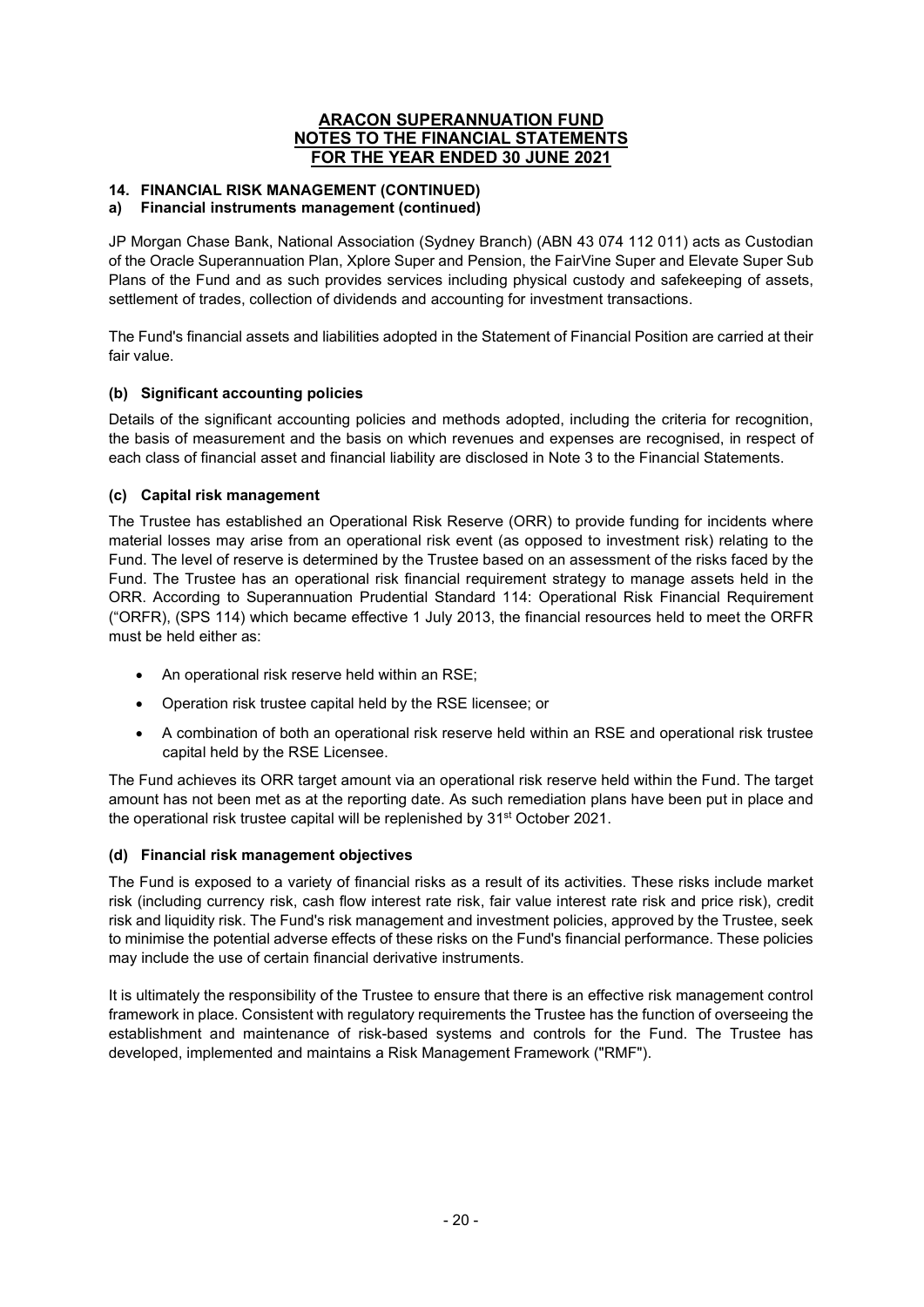**ARACON SUPERANNUATION FUND**
**NOTES TO THE FINANCIAL STATEMENTS**
**FOR THE YEAR ENDED 30 JUNE 2021**

### 14. FINANCIAL RISK MANAGEMENT (CONTINUED)

#### a) Financial instruments management (continued)

JP Morgan Chase Bank, National Association (Sydney Branch) (ABN 43 074 112 011) acts as Custodian of the Oracle Superannuation Plan, Xplore Super and Pension, the FairVine Super and Elevate Super Sub Plans of the Fund and as such provides services including physical custody and safekeeping of assets, settlement of trades, collection of dividends and accounting for investment transactions.

The Fund's financial assets and liabilities adopted in the Statement of Financial Position are carried at their fair value.

#### (b) Significant accounting policies

Details of the significant accounting policies and methods adopted, including the criteria for recognition, the basis of measurement and the basis on which revenues and expenses are recognised, in respect of each class of financial asset and financial liability are disclosed in Note 3 to the Financial Statements.

#### (c) Capital risk management

The Trustee has established an Operational Risk Reserve (ORR) to provide funding for incidents where material losses may arise from an operational risk event (as opposed to investment risk) relating to the Fund. The level of reserve is determined by the Trustee based on an assessment of the risks faced by the Fund. The Trustee has an operational risk financial requirement strategy to manage assets held in the ORR. According to Superannuation Prudential Standard 114: Operational Risk Financial Requirement ("ORFR), (SPS 114) which became effective 1 July 2013, the financial resources held to meet the ORFR must be held either as:

- An operational risk reserve held within an RSE;
- Operation risk trustee capital held by the RSE licensee; or
- A combination of both an operational risk reserve held within an RSE and operational risk trustee capital held by the RSE Licensee.

The Fund achieves its ORR target amount via an operational risk reserve held within the Fund. The target amount has not been met as at the reporting date. As such remediation plans have been put in place and the operational risk trustee capital will be replenished by 31st October 2021.

#### (d) Financial risk management objectives

The Fund is exposed to a variety of financial risks as a result of its activities. These risks include market risk (including currency risk, cash flow interest rate risk, fair value interest rate risk and price risk), credit risk and liquidity risk. The Fund's risk management and investment policies, approved by the Trustee, seek to minimise the potential adverse effects of these risks on the Fund's financial performance. These policies may include the use of certain financial derivative instruments.

It is ultimately the responsibility of the Trustee to ensure that there is an effective risk management control framework in place. Consistent with regulatory requirements the Trustee has the function of overseeing the establishment and maintenance of risk-based systems and controls for the Fund. The Trustee has developed, implemented and maintains a Risk Management Framework ("RMF").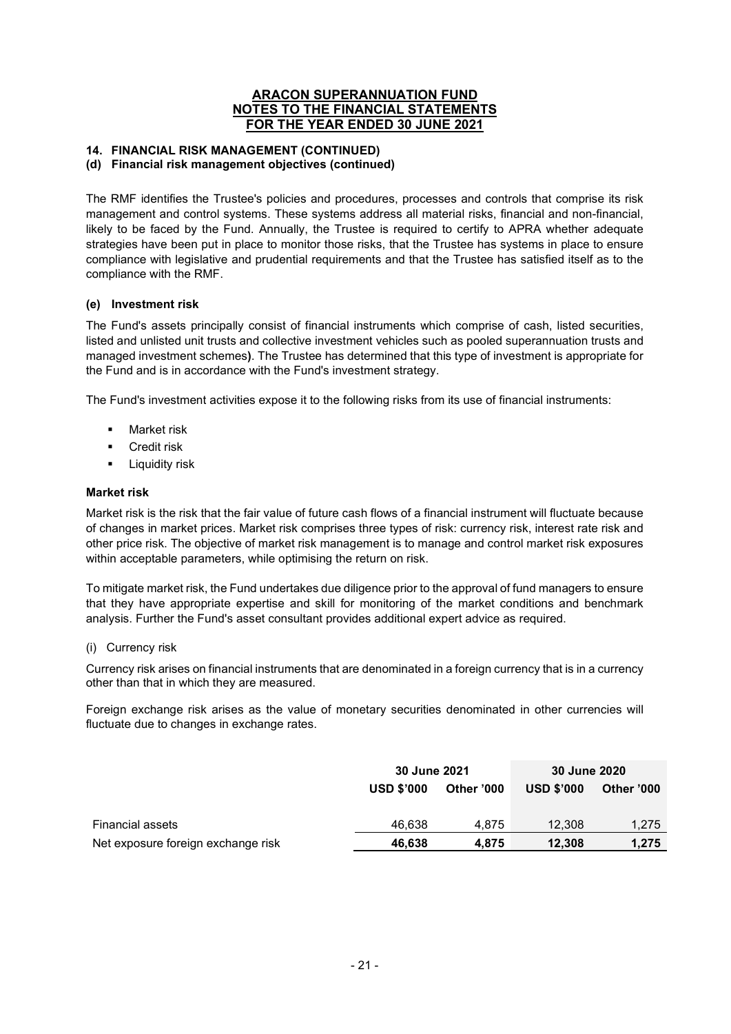# ARACON SUPERANNUATION FUND
# NOTES TO THE FINANCIAL STATEMENTS
# FOR THE YEAR ENDED 30 JUNE 2021

## 14. FINANCIAL RISK MANAGEMENT (CONTINUED)

### (d) Financial risk management objectives (continued)

The RMF identifies the Trustee's policies and procedures, processes and controls that comprise its risk management and control systems. These systems address all material risks, financial and non-financial, likely to be faced by the Fund. Annually, the Trustee is required to certify to APRA whether adequate strategies have been put in place to monitor those risks, that the Trustee has systems in place to ensure compliance with legislative and prudential requirements and that the Trustee has satisfied itself as to the compliance with the RMF.

### (e) Investment risk

The Fund's assets principally consist of financial instruments which comprise of cash, listed securities, listed and unlisted unit trusts and collective investment vehicles such as pooled superannuation trusts and managed investment schemes**)**. The Trustee has determined that this type of investment is appropriate for the Fund and is in accordance with the Fund's investment strategy.

The Fund's investment activities expose it to the following risks from its use of financial instruments:

- Market risk
- Credit risk
- Liquidity risk

**Market risk**

Market risk is the risk that the fair value of future cash flows of a financial instrument will fluctuate because of changes in market prices. Market risk comprises three types of risk: currency risk, interest rate risk and other price risk. The objective of market risk management is to manage and control market risk exposures within acceptable parameters, while optimising the return on risk.

To mitigate market risk, the Fund undertakes due diligence prior to the approval of fund managers to ensure that they have appropriate expertise and skill for monitoring of the market conditions and benchmark analysis. Further the Fund's asset consultant provides additional expert advice as required.

(i) Currency risk

Currency risk arises on financial instruments that are denominated in a foreign currency that is in a currency other than that in which they are measured.

Foreign exchange risk arises as the value of monetary securities denominated in other currencies will fluctuate due to changes in exchange rates.

| | 30 June 2021 | | 30 June 2020 | |
|---|---|---|---|---|
| | USD $'000 | Other '000 | USD $'000 | Other '000 |
| Financial assets | 46,638 | 4,875 | 12,308 | 1,275 |
| Net exposure foreign exchange risk | **46,638** | **4,875** | **12,308** | **1,275** |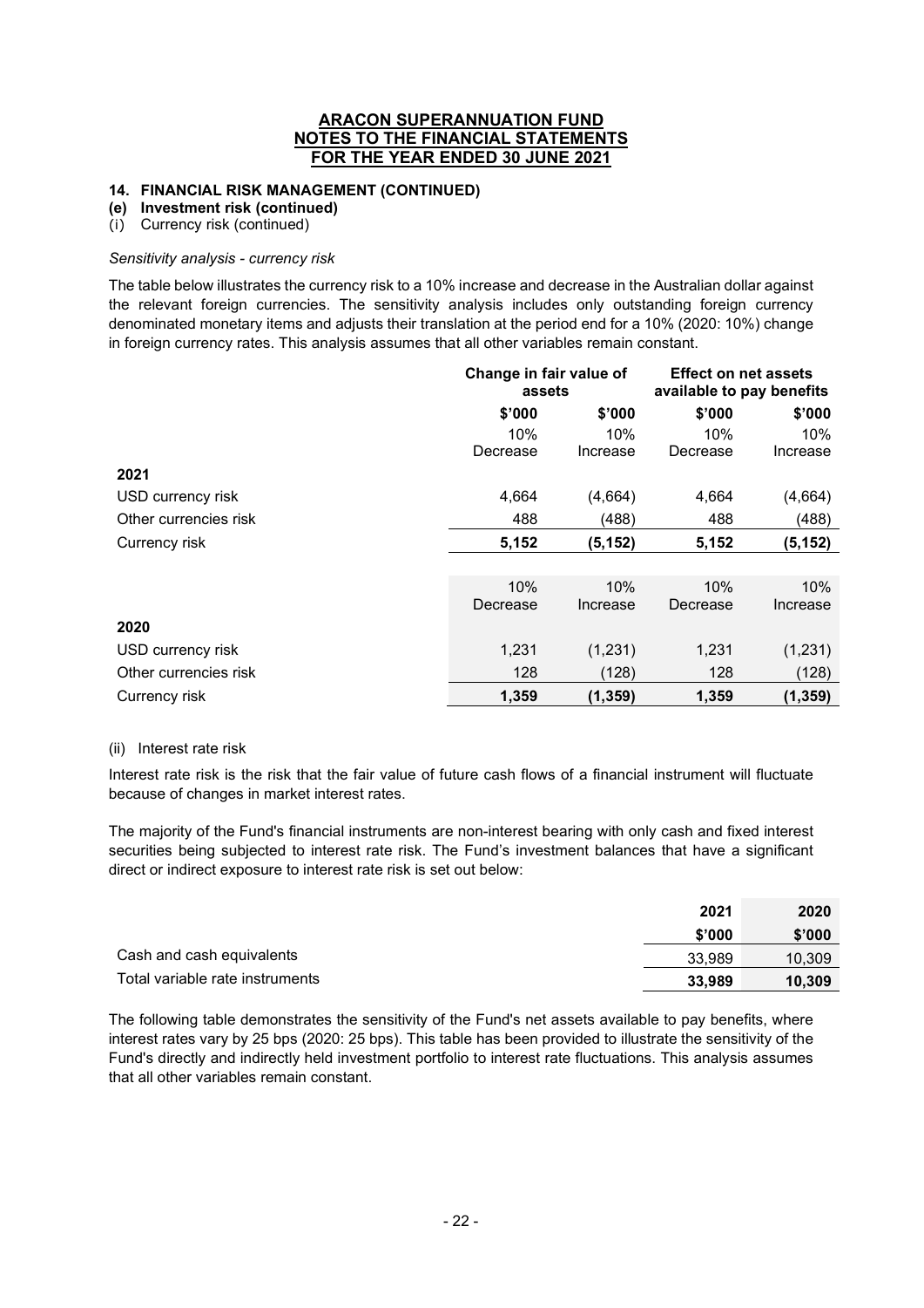**ARACON SUPERANNUATION FUND**
**NOTES TO THE FINANCIAL STATEMENTS**
**FOR THE YEAR ENDED 30 JUNE 2021**

### 14. FINANCIAL RISK MANAGEMENT (CONTINUED)

#### (e) Investment risk (continued)

(i) Currency risk (continued)

*Sensitivity analysis - currency risk*

The table below illustrates the currency risk to a 10% increase and decrease in the Australian dollar against the relevant foreign currencies. The sensitivity analysis includes only outstanding foreign currency denominated monetary items and adjusts their translation at the period end for a 10% (2020: 10%) change in foreign currency rates. This analysis assumes that all other variables remain constant.

| | Change in fair value of assets | | Effect on net assets available to pay benefits | |
|---|---|---|---|---|
| | $'000 | $'000 | $'000 | $'000 |
| | 10% Decrease | 10% Increase | 10% Decrease | 10% Increase |
| **2021** | | | | |
| USD currency risk | 4,664 | (4,664) | 4,664 | (4,664) |
| Other currencies risk | 488 | (488) | 488 | (488) |
| Currency risk | **5,152** | **(5,152)** | **5,152** | **(5,152)** |
| | 10% Decrease | 10% Increase | 10% Decrease | 10% Increase |
| **2020** | | | | |
| USD currency risk | 1,231 | (1,231) | 1,231 | (1,231) |
| Other currencies risk | 128 | (128) | 128 | (128) |
| Currency risk | **1,359** | **(1,359)** | **1,359** | **(1,359)** |

(ii) Interest rate risk

Interest rate risk is the risk that the fair value of future cash flows of a financial instrument will fluctuate because of changes in market interest rates.

The majority of the Fund's financial instruments are non-interest bearing with only cash and fixed interest securities being subjected to interest rate risk. The Fund's investment balances that have a significant direct or indirect exposure to interest rate risk is set out below:

| | 2021 | 2020 |
|---|---|---|
| | $'000 | $'000 |
| Cash and cash equivalents | 33,989 | 10,309 |
| Total variable rate instruments | **33,989** | **10,309** |

The following table demonstrates the sensitivity of the Fund's net assets available to pay benefits, where interest rates vary by 25 bps (2020: 25 bps). This table has been provided to illustrate the sensitivity of the Fund's directly and indirectly held investment portfolio to interest rate fluctuations. This analysis assumes that all other variables remain constant.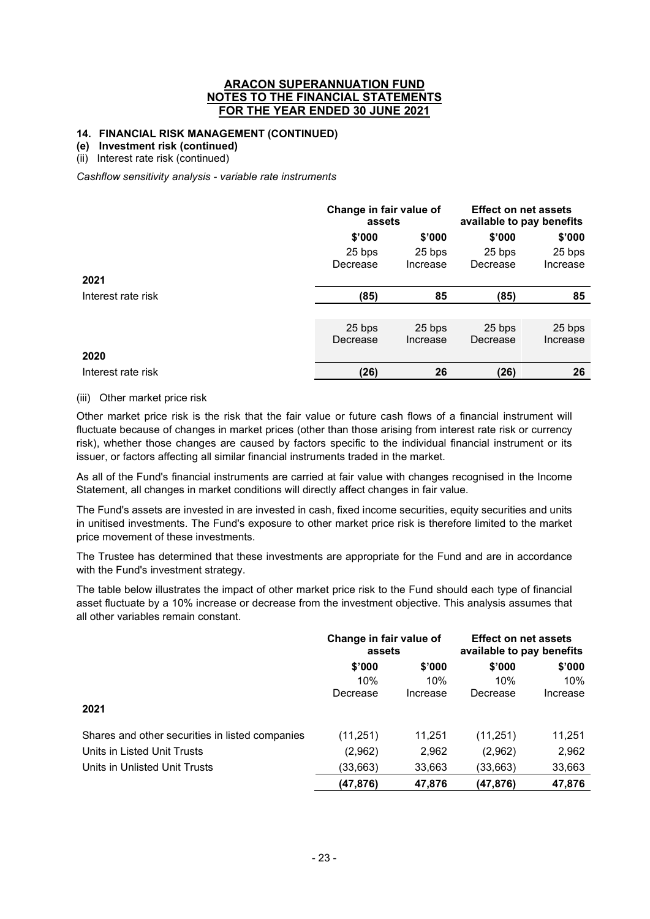# ARACON SUPERANNUATION FUND
## NOTES TO THE FINANCIAL STATEMENTS
## FOR THE YEAR ENDED 30 JUNE 2021

### 14. FINANCIAL RISK MANAGEMENT (CONTINUED)

**(e) Investment risk (continued)**

(ii) Interest rate risk (continued)

*Cashflow sensitivity analysis - variable rate instruments*

| | Change in fair value of assets | | Effect on net assets available to pay benefits | |
|---|---|---|---|---|
| | $'000 | $'000 | $'000 | $'000 |
| | 25 bps Decrease | 25 bps Increase | 25 bps Decrease | 25 bps Increase |
| **2021** | | | | |
| Interest rate risk | **(85)** | **85** | **(85)** | **85** |
| | 25 bps Decrease | 25 bps Increase | 25 bps Decrease | 25 bps Increase |
| **2020** | | | | |
| Interest rate risk | **(26)** | **26** | **(26)** | **26** |

(iii) Other market price risk

Other market price risk is the risk that the fair value or future cash flows of a financial instrument will fluctuate because of changes in market prices (other than those arising from interest rate risk or currency risk), whether those changes are caused by factors specific to the individual financial instrument or its issuer, or factors affecting all similar financial instruments traded in the market.

As all of the Fund's financial instruments are carried at fair value with changes recognised in the Income Statement, all changes in market conditions will directly affect changes in fair value.

The Fund's assets are invested in are invested in cash, fixed income securities, equity securities and units in unitised investments. The Fund's exposure to other market price risk is therefore limited to the market price movement of these investments.

The Trustee has determined that these investments are appropriate for the Fund and are in accordance with the Fund's investment strategy.

The table below illustrates the impact of other market price risk to the Fund should each type of financial asset fluctuate by a 10% increase or decrease from the investment objective. This analysis assumes that all other variables remain constant.

| | Change in fair value of assets | | Effect on net assets available to pay benefits | |
|---|---|---|---|---|
| | $'000 | $'000 | $'000 | $'000 |
| | 10% Decrease | 10% Increase | 10% Decrease | 10% Increase |
| **2021** | | | | |
| Shares and other securities in listed companies | (11,251) | 11,251 | (11,251) | 11,251 |
| Units in Listed Unit Trusts | (2,962) | 2,962 | (2,962) | 2,962 |
| Units in Unlisted Unit Trusts | (33,663) | 33,663 | (33,663) | 33,663 |
| | **(47,876)** | **47,876** | **(47,876)** | **47,876** |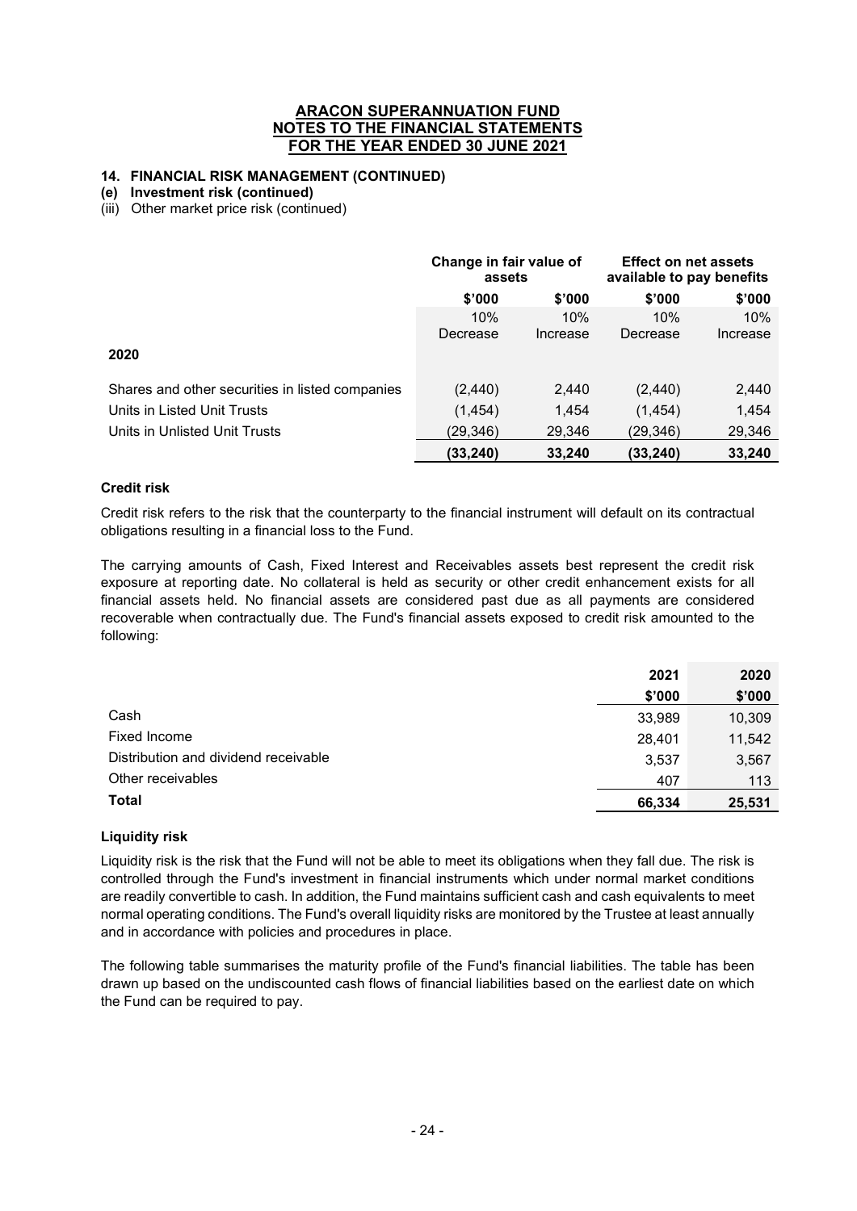# ARACON SUPERANNUATION FUND
## NOTES TO THE FINANCIAL STATEMENTS
## FOR THE YEAR ENDED 30 JUNE 2021

### 14. FINANCIAL RISK MANAGEMENT (CONTINUED)

**(e) Investment risk (continued)**

(iii) Other market price risk (continued)

| | Change in fair value of assets | | Effect on net assets available to pay benefits | |
|---|---|---|---|---|
| | $'000 | $'000 | $'000 | $'000 |
| | 10% Decrease | 10% Increase | 10% Decrease | 10% Increase |
| **2020** | | | | |
| Shares and other securities in listed companies | (2,440) | 2,440 | (2,440) | 2,440 |
| Units in Listed Unit Trusts | (1,454) | 1,454 | (1,454) | 1,454 |
| Units in Unlisted Unit Trusts | (29,346) | 29,346 | (29,346) | 29,346 |
| | **(33,240)** | **33,240** | **(33,240)** | **33,240** |

#### Credit risk

Credit risk refers to the risk that the counterparty to the financial instrument will default on its contractual obligations resulting in a financial loss to the Fund.

The carrying amounts of Cash, Fixed Interest and Receivables assets best represent the credit risk exposure at reporting date. No collateral is held as security or other credit enhancement exists for all financial assets held. No financial assets are considered past due as all payments are considered recoverable when contractually due. The Fund's financial assets exposed to credit risk amounted to the following:

| | 2021 | 2020 |
|---|---|---|
| | $'000 | $'000 |
| Cash | 33,989 | 10,309 |
| Fixed Income | 28,401 | 11,542 |
| Distribution and dividend receivable | 3,537 | 3,567 |
| Other receivables | 407 | 113 |
| **Total** | **66,334** | **25,531** |

#### Liquidity risk

Liquidity risk is the risk that the Fund will not be able to meet its obligations when they fall due. The risk is controlled through the Fund's investment in financial instruments which under normal market conditions are readily convertible to cash. In addition, the Fund maintains sufficient cash and cash equivalents to meet normal operating conditions. The Fund's overall liquidity risks are monitored by the Trustee at least annually and in accordance with policies and procedures in place.

The following table summarises the maturity profile of the Fund's financial liabilities. The table has been drawn up based on the undiscounted cash flows of financial liabilities based on the earliest date on which the Fund can be required to pay.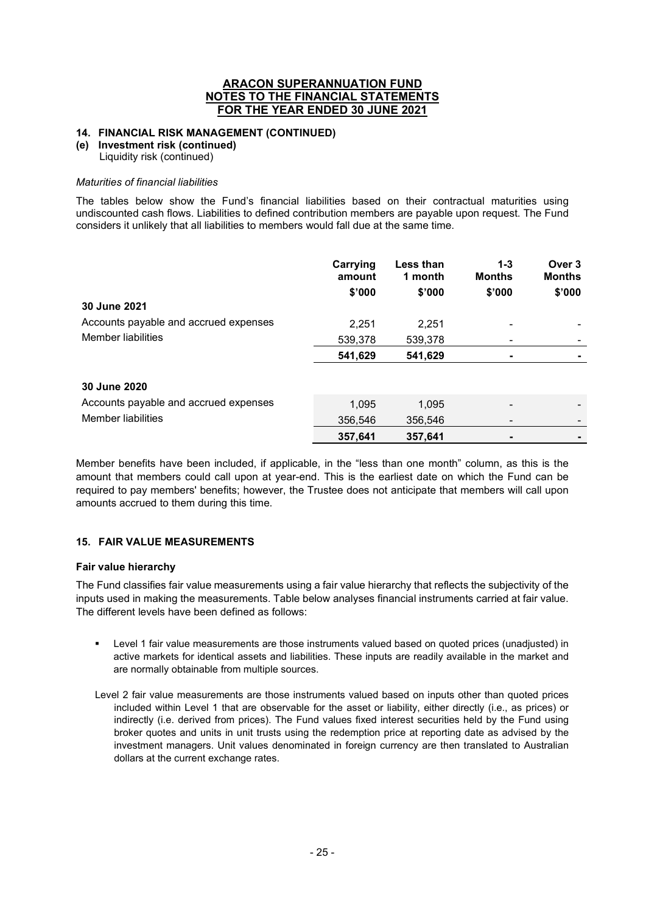## 14. FINANCIAL RISK MANAGEMENT (CONTINUED)

### (e) Investment risk (continued)

Liquidity risk (continued)

*Maturities of financial liabilities*

The tables below show the Fund's financial liabilities based on their contractual maturities using undiscounted cash flows. Liabilities to defined contribution members are payable upon request. The Fund considers it unlikely that all liabilities to members would fall due at the same time.

| | Carrying amount | Less than 1 month | 1-3 Months | Over 3 Months |
|---|---|---|---|---|
| | $'000 | $'000 | $'000 | $'000 |
| **30 June 2021** | | | | |
| Accounts payable and accrued expenses | 2,251 | 2,251 | - | - |
| Member liabilities | 539,378 | 539,378 | - | - |
| | **541,629** | **541,629** | **-** | **-** |
| **30 June 2020** | | | | |
| Accounts payable and accrued expenses | 1,095 | 1,095 | - | - |
| Member liabilities | 356,546 | 356,546 | - | - |
| | **357,641** | **357,641** | **-** | **-** |

Member benefits have been included, if applicable, in the "less than one month" column, as this is the amount that members could call upon at year-end. This is the earliest date on which the Fund can be required to pay members' benefits; however, the Trustee does not anticipate that members will call upon amounts accrued to them during this time.

## 15. FAIR VALUE MEASUREMENTS

**Fair value hierarchy**

The Fund classifies fair value measurements using a fair value hierarchy that reflects the subjectivity of the inputs used in making the measurements. Table below analyses financial instruments carried at fair value. The different levels have been defined as follows:

- Level 1 fair value measurements are those instruments valued based on quoted prices (unadjusted) in active markets for identical assets and liabilities. These inputs are readily available in the market and are normally obtainable from multiple sources.

Level 2 fair value measurements are those instruments valued based on inputs other than quoted prices included within Level 1 that are observable for the asset or liability, either directly (i.e., as prices) or indirectly (i.e. derived from prices). The Fund values fixed interest securities held by the Fund using broker quotes and units in unit trusts using the redemption price at reporting date as advised by the investment managers. Unit values denominated in foreign currency are then translated to Australian dollars at the current exchange rates.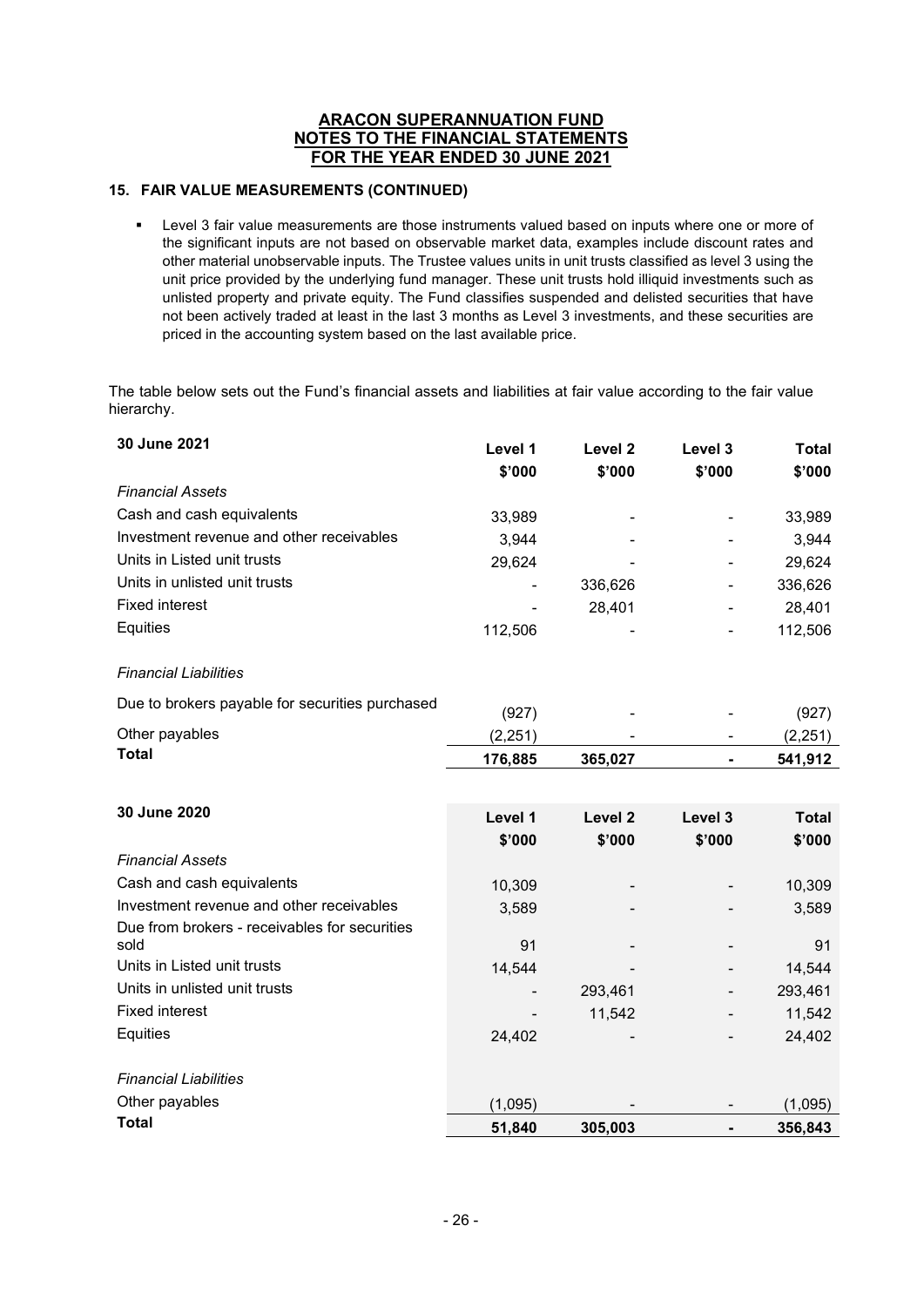**ARACON SUPERANNUATION FUND**
**NOTES TO THE FINANCIAL STATEMENTS**
**FOR THE YEAR ENDED 30 JUNE 2021**

## 15. FAIR VALUE MEASUREMENTS (CONTINUED)

- Level 3 fair value measurements are those instruments valued based on inputs where one or more of the significant inputs are not based on observable market data, examples include discount rates and other material unobservable inputs. The Trustee values units in unit trusts classified as level 3 using the unit price provided by the underlying fund manager. These unit trusts hold illiquid investments such as unlisted property and private equity. The Fund classifies suspended and delisted securities that have not been actively traded at least in the last 3 months as Level 3 investments, and these securities are priced in the accounting system based on the last available price.

The table below sets out the Fund's financial assets and liabilities at fair value according to the fair value hierarchy.

| **30 June 2021** | **Level 1** | **Level 2** | **Level 3** | **Total** |
|---|---|---|---|---|
| | **$'000** | **$'000** | **$'000** | **$'000** |
| *Financial Assets* | | | | |
| Cash and cash equivalents | 33,989 | - | - | 33,989 |
| Investment revenue and other receivables | 3,944 | - | - | 3,944 |
| Units in Listed unit trusts | 29,624 | - | - | 29,624 |
| Units in unlisted unit trusts | - | 336,626 | - | 336,626 |
| Fixed interest | - | 28,401 | - | 28,401 |
| Equities | 112,506 | - | - | 112,506 |
| *Financial Liabilities* | | | | |
| Due to brokers payable for securities purchased | (927) | - | - | (927) |
| Other payables | (2,251) | - | - | (2,251) |
| **Total** | **176,885** | **365,027** | **-** | **541,912** |

| **30 June 2020** | **Level 1** | **Level 2** | **Level 3** | **Total** |
|---|---|---|---|---|
| | **$'000** | **$'000** | **$'000** | **$'000** |
| *Financial Assets* | | | | |
| Cash and cash equivalents | 10,309 | - | - | 10,309 |
| Investment revenue and other receivables | 3,589 | - | - | 3,589 |
| Due from brokers - receivables for securities sold | 91 | - | - | 91 |
| Units in Listed unit trusts | 14,544 | - | - | 14,544 |
| Units in unlisted unit trusts | - | 293,461 | - | 293,461 |
| Fixed interest | - | 11,542 | - | 11,542 |
| Equities | 24,402 | - | - | 24,402 |
| *Financial Liabilities* | | | | |
| Other payables | (1,095) | - | - | (1,095) |
| **Total** | **51,840** | **305,003** | **-** | **356,843** |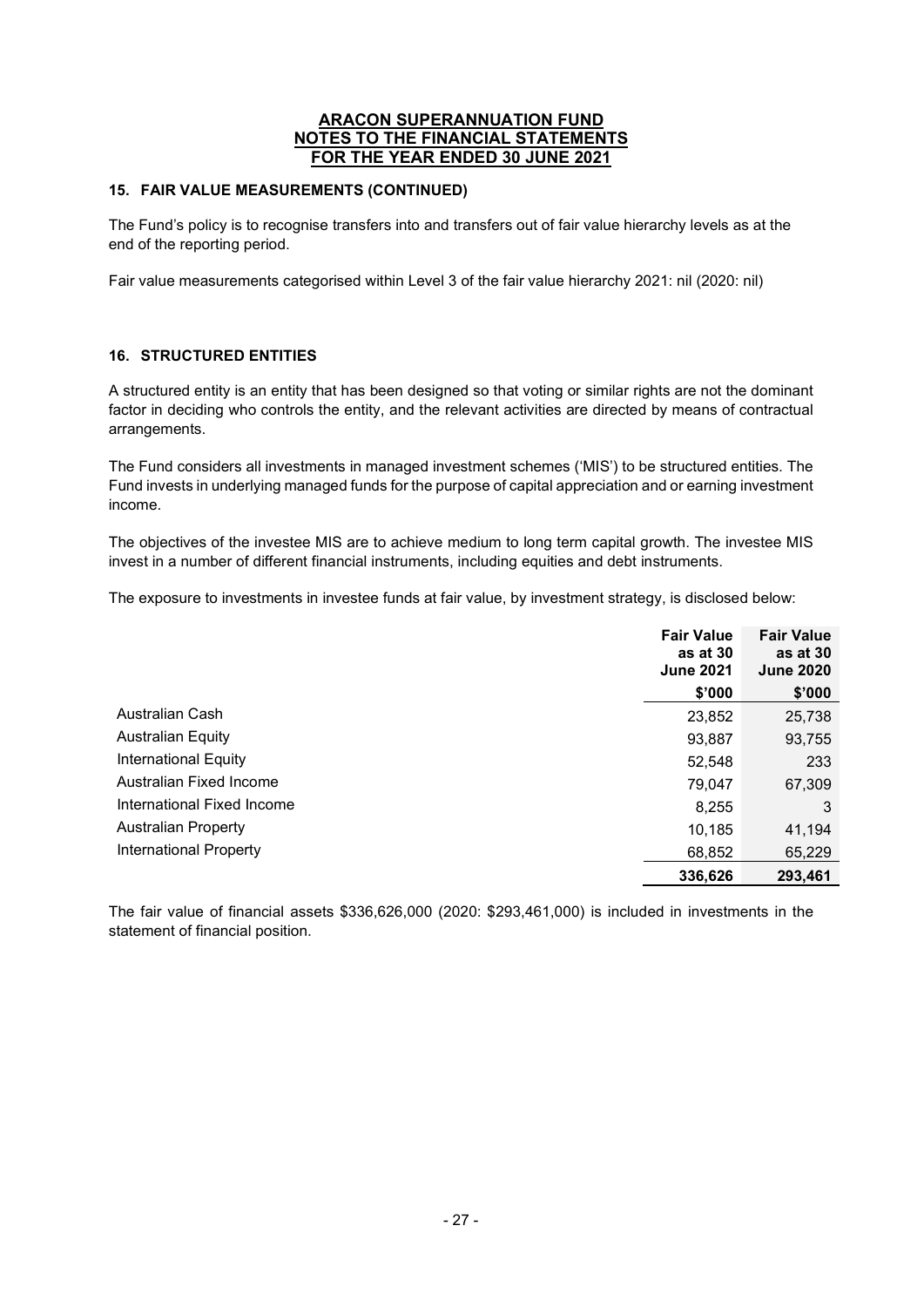## ARACON SUPERANNUATION FUND
## NOTES TO THE FINANCIAL STATEMENTS
## FOR THE YEAR ENDED 30 JUNE 2021

### 15. FAIR VALUE MEASUREMENTS (CONTINUED)

The Fund's policy is to recognise transfers into and transfers out of fair value hierarchy levels as at the end of the reporting period.

Fair value measurements categorised within Level 3 of the fair value hierarchy 2021: nil (2020: nil)

### 16. STRUCTURED ENTITIES

A structured entity is an entity that has been designed so that voting or similar rights are not the dominant factor in deciding who controls the entity, and the relevant activities are directed by means of contractual arrangements.

The Fund considers all investments in managed investment schemes ('MIS') to be structured entities. The Fund invests in underlying managed funds for the purpose of capital appreciation and or earning investment income.

The objectives of the investee MIS are to achieve medium to long term capital growth. The investee MIS invest in a number of different financial instruments, including equities and debt instruments.

The exposure to investments in investee funds at fair value, by investment strategy, is disclosed below:

| | Fair Value as at 30 June 2021 | Fair Value as at 30 June 2020 |
|---|---|---|
| | $'000 | $'000 |
| Australian Cash | 23,852 | 25,738 |
| Australian Equity | 93,887 | 93,755 |
| International Equity | 52,548 | 233 |
| Australian Fixed Income | 79,047 | 67,309 |
| International Fixed Income | 8,255 | 3 |
| Australian Property | 10,185 | 41,194 |
| International Property | 68,852 | 65,229 |
| | **336,626** | **293,461** |

The fair value of financial assets $336,626,000 (2020: $293,461,000) is included in investments in the statement of financial position.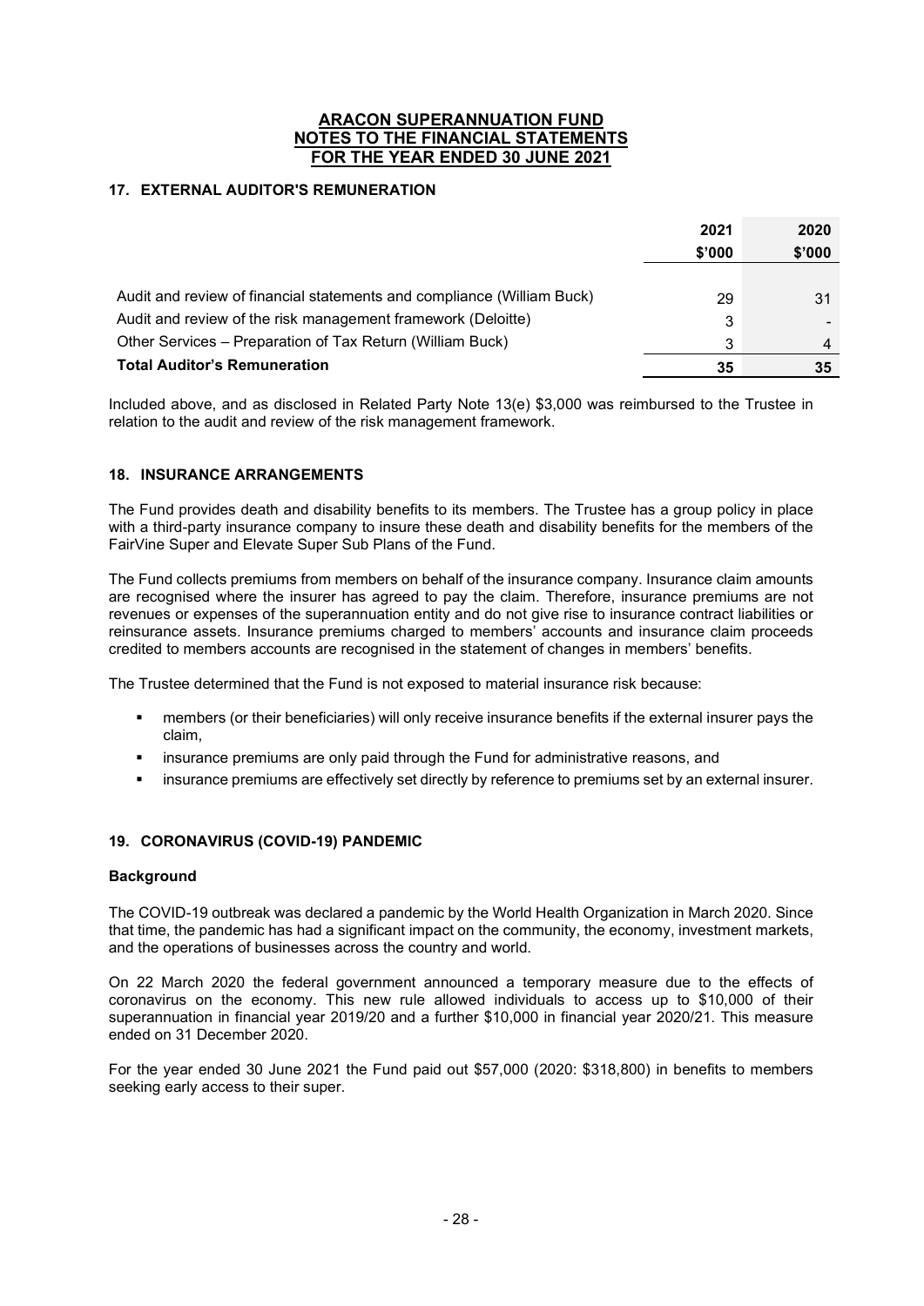**ARACON SUPERANNUATION FUND**
**NOTES TO THE FINANCIAL STATEMENTS**
**FOR THE YEAR ENDED 30 JUNE 2021**

## 17. EXTERNAL AUDITOR'S REMUNERATION

| | 2021 | 2020 |
|---|---|---|
| | $'000 | $'000 |
| Audit and review of financial statements and compliance (William Buck) | 29 | 31 |
| Audit and review of the risk management framework (Deloitte) | 3 | - |
| Other Services – Preparation of Tax Return (William Buck) | 3 | 4 |
| **Total Auditor's Remuneration** | **35** | **35** |

Included above, and as disclosed in Related Party Note 13(e) $3,000 was reimbursed to the Trustee in relation to the audit and review of the risk management framework.

## 18. INSURANCE ARRANGEMENTS

The Fund provides death and disability benefits to its members. The Trustee has a group policy in place with a third-party insurance company to insure these death and disability benefits for the members of the FairVine Super and Elevate Super Sub Plans of the Fund.

The Fund collects premiums from members on behalf of the insurance company. Insurance claim amounts are recognised where the insurer has agreed to pay the claim. Therefore, insurance premiums are not revenues or expenses of the superannuation entity and do not give rise to insurance contract liabilities or reinsurance assets. Insurance premiums charged to members' accounts and insurance claim proceeds credited to members accounts are recognised in the statement of changes in members' benefits.

The Trustee determined that the Fund is not exposed to material insurance risk because:

- members (or their beneficiaries) will only receive insurance benefits if the external insurer pays the claim,
- insurance premiums are only paid through the Fund for administrative reasons, and
- insurance premiums are effectively set directly by reference to premiums set by an external insurer.

## 19. CORONAVIRUS (COVID-19) PANDEMIC

### Background

The COVID-19 outbreak was declared a pandemic by the World Health Organization in March 2020. Since that time, the pandemic has had a significant impact on the community, the economy, investment markets, and the operations of businesses across the country and world.

On 22 March 2020 the federal government announced a temporary measure due to the effects of coronavirus on the economy. This new rule allowed individuals to access up to $10,000 of their superannuation in financial year 2019/20 and a further $10,000 in financial year 2020/21. This measure ended on 31 December 2020.

For the year ended 30 June 2021 the Fund paid out $57,000 (2020: $318,800) in benefits to members seeking early access to their super.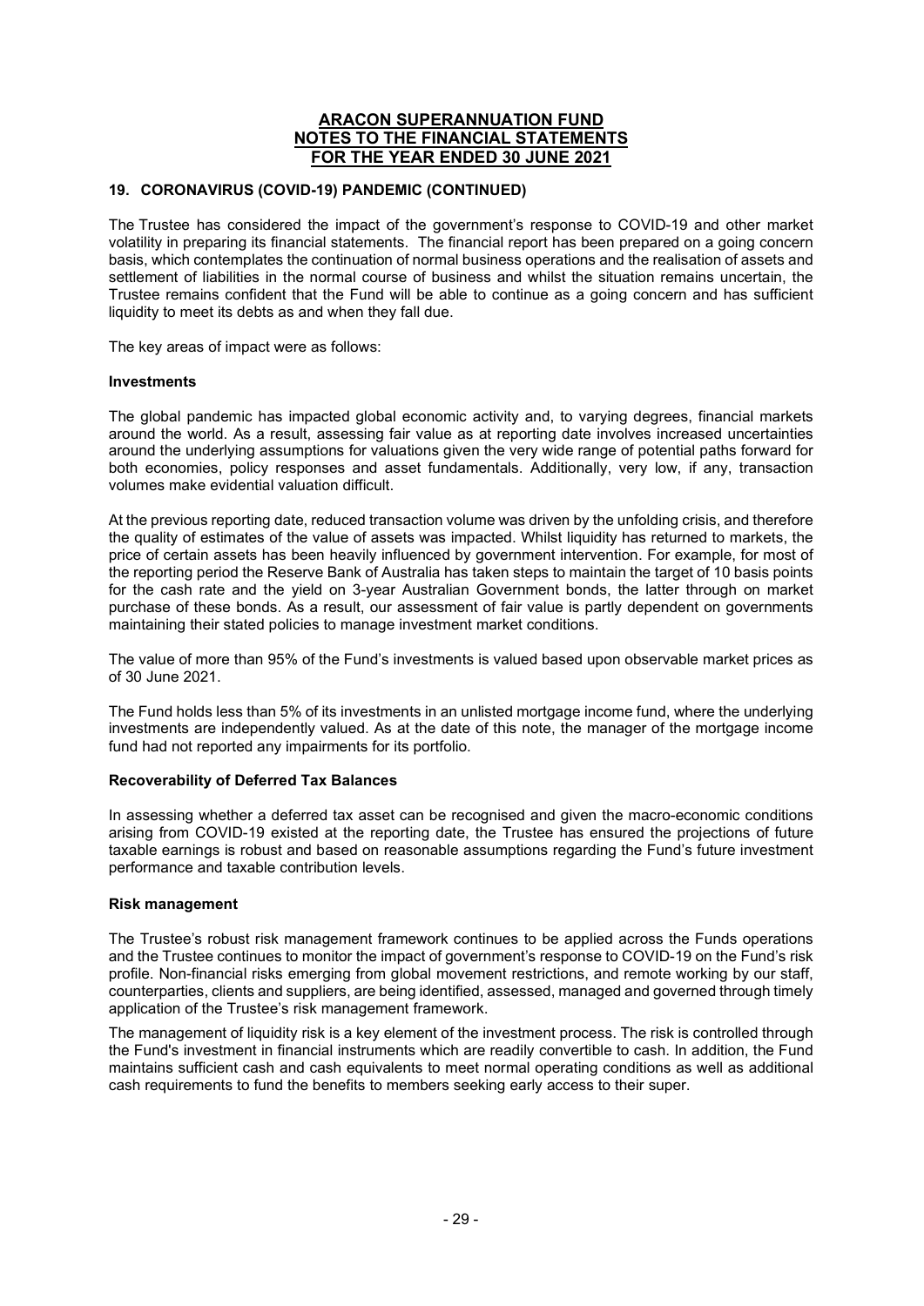## 19. CORONAVIRUS (COVID-19) PANDEMIC (CONTINUED)

The Trustee has considered the impact of the government's response to COVID-19 and other market volatility in preparing its financial statements. The financial report has been prepared on a going concern basis, which contemplates the continuation of normal business operations and the realisation of assets and settlement of liabilities in the normal course of business and whilst the situation remains uncertain, the Trustee remains confident that the Fund will be able to continue as a going concern and has sufficient liquidity to meet its debts as and when they fall due.

The key areas of impact were as follows:

### Investments

The global pandemic has impacted global economic activity and, to varying degrees, financial markets around the world. As a result, assessing fair value as at reporting date involves increased uncertainties around the underlying assumptions for valuations given the very wide range of potential paths forward for both economies, policy responses and asset fundamentals. Additionally, very low, if any, transaction volumes make evidential valuation difficult.

At the previous reporting date, reduced transaction volume was driven by the unfolding crisis, and therefore the quality of estimates of the value of assets was impacted. Whilst liquidity has returned to markets, the price of certain assets has been heavily influenced by government intervention. For example, for most of the reporting period the Reserve Bank of Australia has taken steps to maintain the target of 10 basis points for the cash rate and the yield on 3-year Australian Government bonds, the latter through on market purchase of these bonds. As a result, our assessment of fair value is partly dependent on governments maintaining their stated policies to manage investment market conditions.

The value of more than 95% of the Fund's investments is valued based upon observable market prices as of 30 June 2021.

The Fund holds less than 5% of its investments in an unlisted mortgage income fund, where the underlying investments are independently valued. As at the date of this note, the manager of the mortgage income fund had not reported any impairments for its portfolio.

### Recoverability of Deferred Tax Balances

In assessing whether a deferred tax asset can be recognised and given the macro-economic conditions arising from COVID-19 existed at the reporting date, the Trustee has ensured the projections of future taxable earnings is robust and based on reasonable assumptions regarding the Fund's future investment performance and taxable contribution levels.

### Risk management

The Trustee's robust risk management framework continues to be applied across the Funds operations and the Trustee continues to monitor the impact of government's response to COVID-19 on the Fund's risk profile. Non-financial risks emerging from global movement restrictions, and remote working by our staff, counterparties, clients and suppliers, are being identified, assessed, managed and governed through timely application of the Trustee's risk management framework.

The management of liquidity risk is a key element of the investment process. The risk is controlled through the Fund's investment in financial instruments which are readily convertible to cash. In addition, the Fund maintains sufficient cash and cash equivalents to meet normal operating conditions as well as additional cash requirements to fund the benefits to members seeking early access to their super.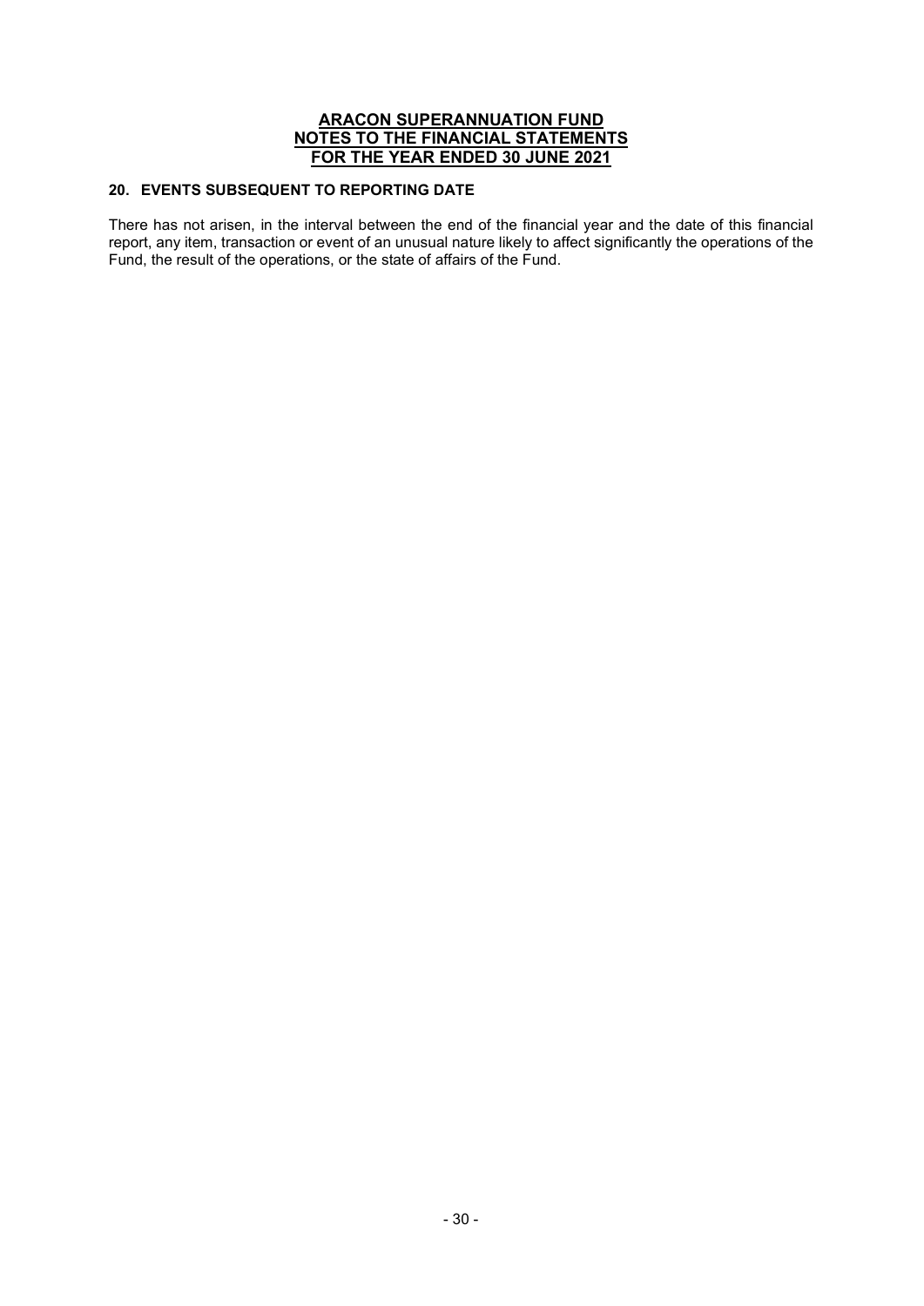## 20. EVENTS SUBSEQUENT TO REPORTING DATE

There has not arisen, in the interval between the end of the financial year and the date of this financial report, any item, transaction or event of an unusual nature likely to affect significantly the operations of the Fund, the result of the operations, or the state of affairs of the Fund.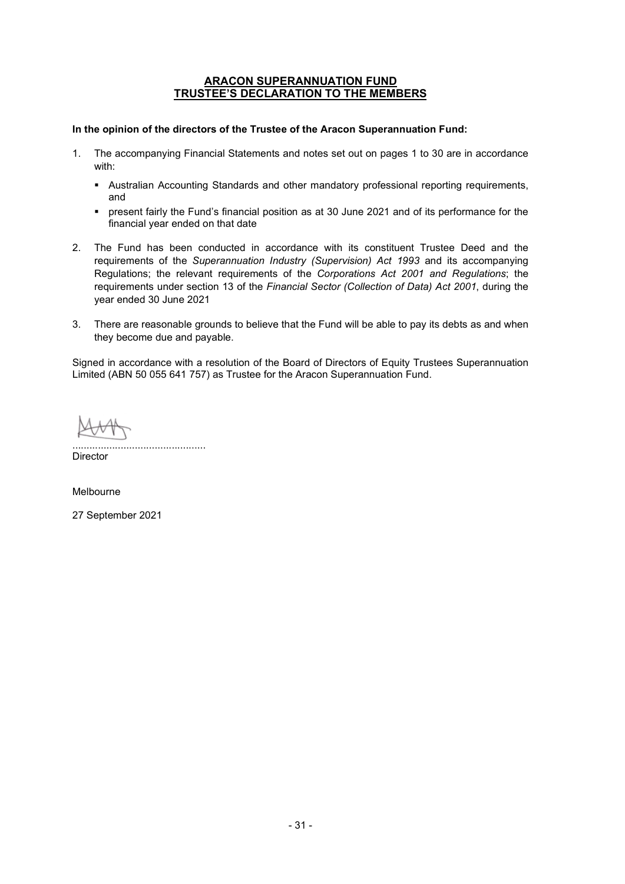# ARACON SUPERANNUATION FUND
## TRUSTEE'S DECLARATION TO THE MEMBERS

**In the opinion of the directors of the Trustee of the Aracon Superannuation Fund:**

1. The accompanying Financial Statements and notes set out on pages 1 to 30 are in accordance with:
   - Australian Accounting Standards and other mandatory professional reporting requirements, and
   - present fairly the Fund's financial position as at 30 June 2021 and of its performance for the financial year ended on that date

2. The Fund has been conducted in accordance with its constituent Trustee Deed and the requirements of the *Superannuation Industry (Supervision) Act 1993* and its accompanying Regulations; the relevant requirements of the *Corporations Act 2001 and Regulations*; the requirements under section 13 of the *Financial Sector (Collection of Data) Act 2001*, during the year ended 30 June 2021

3. There are reasonable grounds to believe that the Fund will be able to pay its debts as and when they become due and payable.

Signed in accordance with a resolution of the Board of Directors of Equity Trustees Superannuation Limited (ABN 50 055 641 757) as Trustee for the Aracon Superannuation Fund.

...............................................
Director

Melbourne

27 September 2021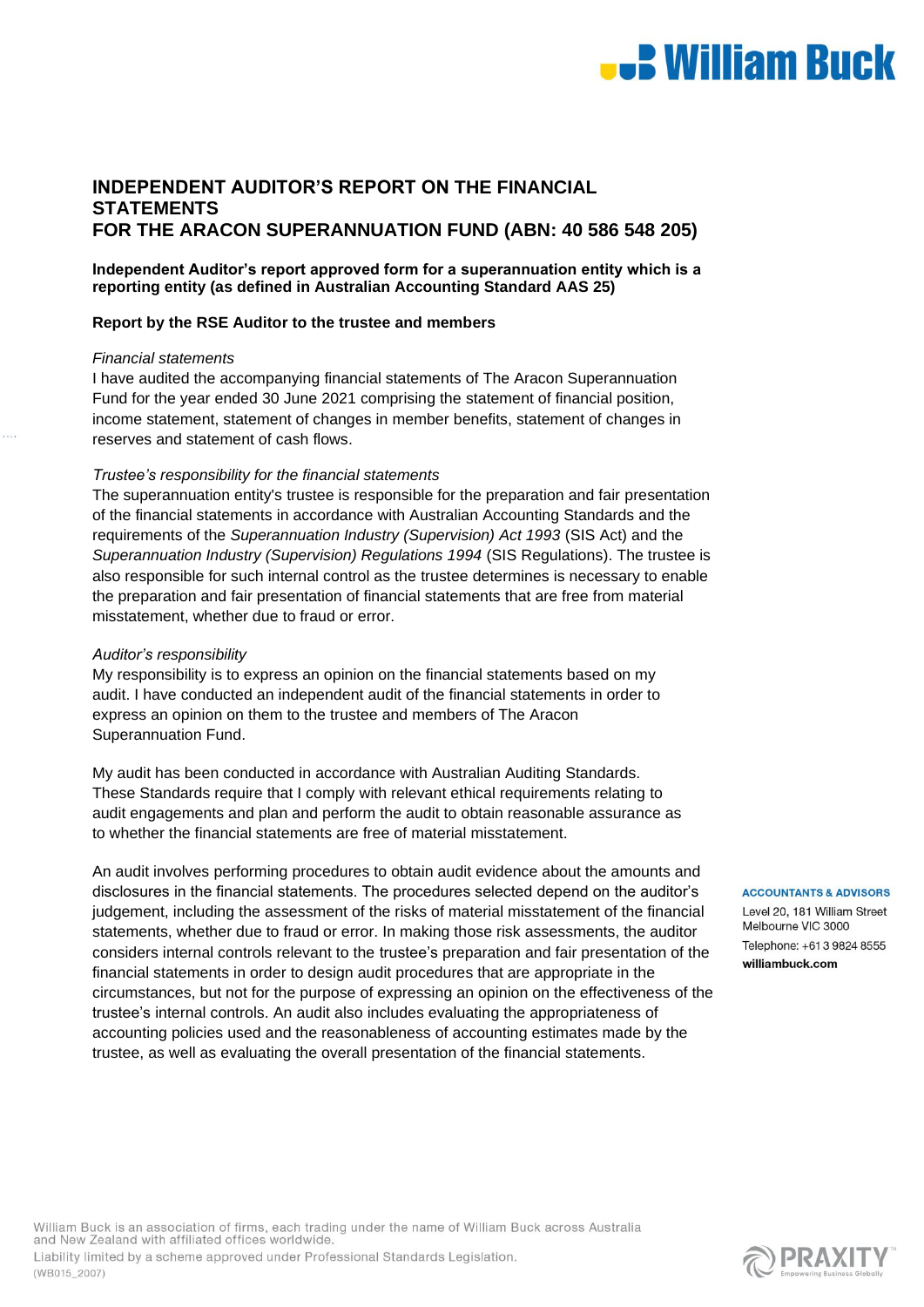# INDEPENDENT AUDITOR'S REPORT ON THE FINANCIAL STATEMENTS FOR THE ARACON SUPERANNUATION FUND (ABN: 40 586 548 205)

**Independent Auditor's report approved form for a superannuation entity which is a reporting entity (as defined in Australian Accounting Standard AAS 25)**

**Report by the RSE Auditor to the trustee and members**

*Financial statements*

I have audited the accompanying financial statements of The Aracon Superannuation Fund for the year ended 30 June 2021 comprising the statement of financial position, income statement, statement of changes in member benefits, statement of changes in reserves and statement of cash flows.

*Trustee's responsibility for the financial statements*

The superannuation entity's trustee is responsible for the preparation and fair presentation of the financial statements in accordance with Australian Accounting Standards and the requirements of the *Superannuation Industry (Supervision) Act 1993* (SIS Act) and the *Superannuation Industry (Supervision) Regulations 1994* (SIS Regulations). The trustee is also responsible for such internal control as the trustee determines is necessary to enable the preparation and fair presentation of financial statements that are free from material misstatement, whether due to fraud or error.

*Auditor's responsibility*

My responsibility is to express an opinion on the financial statements based on my audit. I have conducted an independent audit of the financial statements in order to express an opinion on them to the trustee and members of The Aracon Superannuation Fund.

My audit has been conducted in accordance with Australian Auditing Standards. These Standards require that I comply with relevant ethical requirements relating to audit engagements and plan and perform the audit to obtain reasonable assurance as to whether the financial statements are free of material misstatement.

An audit involves performing procedures to obtain audit evidence about the amounts and disclosures in the financial statements. The procedures selected depend on the auditor's judgement, including the assessment of the risks of material misstatement of the financial statements, whether due to fraud or error. In making those risk assessments, the auditor considers internal controls relevant to the trustee's preparation and fair presentation of the financial statements in order to design audit procedures that are appropriate in the circumstances, but not for the purpose of expressing an opinion on the effectiveness of the trustee's internal controls. An audit also includes evaluating the appropriateness of accounting policies used and the reasonableness of accounting estimates made by the trustee, as well as evaluating the overall presentation of the financial statements.

**ACCOUNTANTS & ADVISORS**

Level 20, 181 William Street
Melbourne VIC 3000

Telephone: +61 3 9824 8555

**williambuck.com**

William Buck is an association of firms, each trading under the name of William Buck across Australia and New Zealand with affiliated offices worldwide.
Liability limited by a scheme approved under Professional Standards Legislation.
(WB015_2007)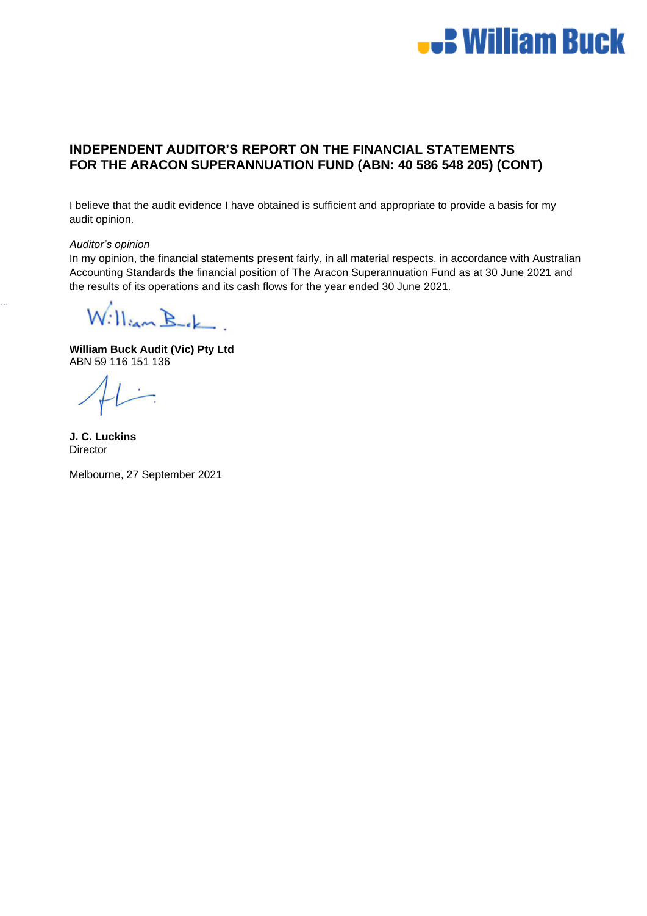## INDEPENDENT AUDITOR'S REPORT ON THE FINANCIAL STATEMENTS FOR THE ARACON SUPERANNUATION FUND (ABN: 40 586 548 205) (CONT)

I believe that the audit evidence I have obtained is sufficient and appropriate to provide a basis for my audit opinion.

*Auditor's opinion*

In my opinion, the financial statements present fairly, in all material respects, in accordance with Australian Accounting Standards the financial position of The Aracon Superannuation Fund as at 30 June 2021 and the results of its operations and its cash flows for the year ended 30 June 2021.

**William Buck Audit (Vic) Pty Ltd**
ABN 59 116 151 136

**J. C. Luckins**
Director

Melbourne, 27 September 2021